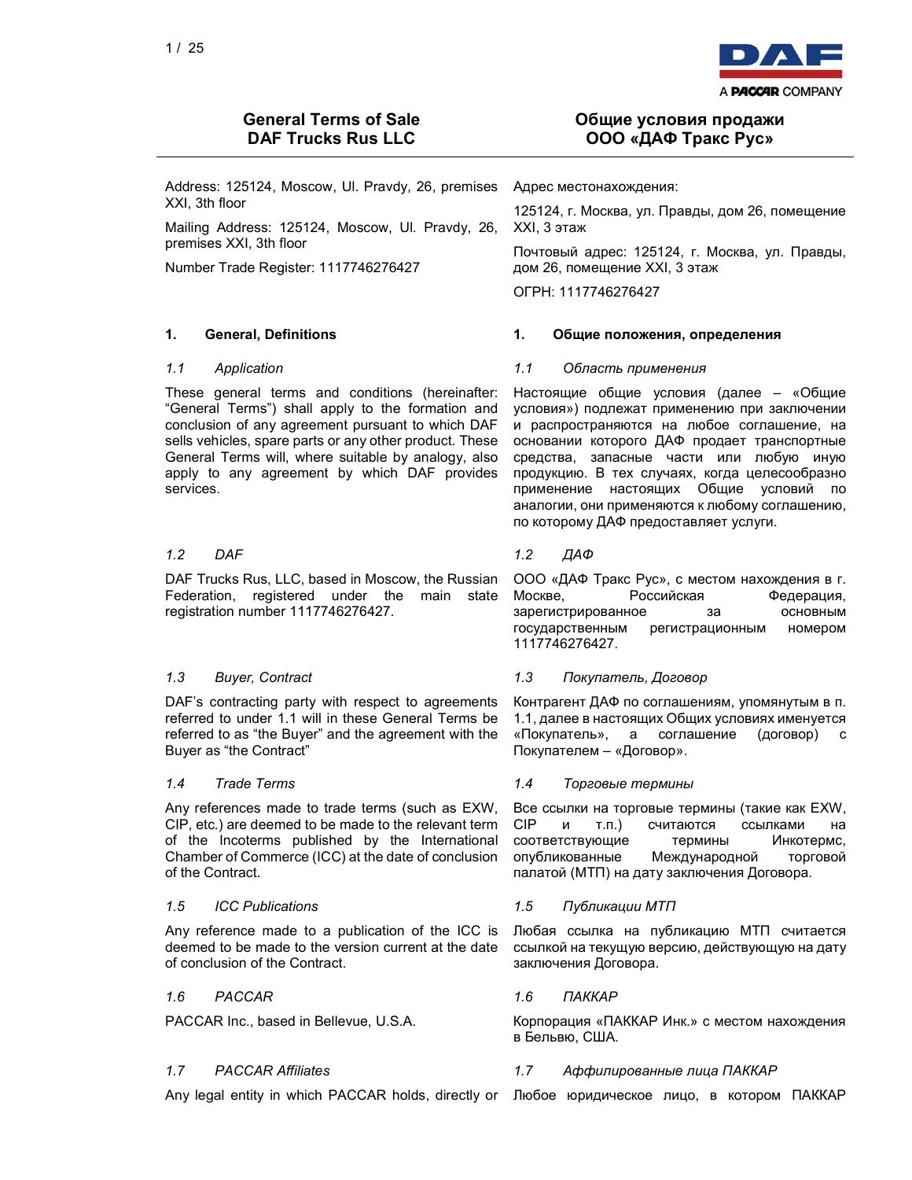# General Terms of Sale DAF Trucks Rus LLC

# Общие условия продажи ООО «ДАФ Тракс Рус»

Address: 125124, Moscow, Ul. Pravdy, 26, premises XXI, 3th floor

Mailing Address: 125124, Moscow, Ul. Pravdy, 26, premises XXI, 3th floor

Number Trade Register: 1117746276427

Адрес местонахождения:

125124, г. Москва, ул. Правды, дом 26, помещение XXI, 3 этаж

Почтовый адрес: 125124, г. Москва, ул. Правды, дом 26, помещение XXI, 3 этаж

ОГРН: 1117746276427

## 1. General, Definitions

### *1.1 Application*

These general terms and conditions (hereinafter: "General Terms") shall apply to the formation and conclusion of any agreement pursuant to which DAF sells vehicles, spare parts or any other product. These General Terms will, where suitable by analogy, also apply to any agreement by which DAF provides services.

### *1.2 DAF*

DAF Trucks Rus, LLC, based in Moscow, the Russian Federation, registered under the main state registration number 1117746276427.

### *1.3 Buyer, Contract*

DAF's contracting party with respect to agreements referred to under 1.1 will in these General Terms be referred to as "the Buyer" and the agreement with the Buyer as "the Contract"

### *1.4 Trade Terms*

Any references made to trade terms (such as EXW, CIP, etc.) are deemed to be made to the relevant term of the Incoterms published by the International Chamber of Commerce (ICC) at the date of conclusion of the Contract.

### *1.5 ICC Publications*

Any reference made to a publication of the ICC is deemed to be made to the version current at the date of conclusion of the Contract.

### *1.6 PACCAR*

PACCAR Inc., based in Bellevue, U.S.A.

### *1.7 PACCAR Affiliates*

Any legal entity in which PACCAR holds, directly or

## 1. Общие положения, определения

### *1.1 Область применения*

Настоящие общие условия (далее – «Общие условия») подлежат применению при заключении и распространяются на любое соглашение, на основании которого ДАФ продает транспортные средства, запасные части или любую иную продукцию. В тех случаях, когда целесообразно применение настоящих Общие условий по аналогии, они применяются к любому соглашению, по которому ДАФ предоставляет услуги.

### *1.2 ДАФ*

ООО «ДАФ Тракс Рус», с местом нахождения в г. Москве, Российская Федерация, зарегистрированное за основным государственным регистрационным номером 1117746276427.

### *1.3 Покупатель, Договор*

Контрагент ДАФ по соглашениям, упомянутым в п. 1.1, далее в настоящих Общих условиях именуется «Покупатель», а соглашение (договор) с Покупателем – «Договор».

### *1.4 Торговые термины*

Все ссылки на торговые термины (такие как EXW, CIP и т.п.) считаются ссылками на соответствующие термины Инкотермс, опубликованные Международной торговой палатой (МТП) на дату заключения Договора.

### *1.5 Публикации МТП*

Любая ссылка на публикацию МТП считается ссылкой на текущую версию, действующую на дату заключения Договора.

### *1.6 ПАККАР*

Корпорация «ПАККАР Инк.» с местом нахождения в Бельвю, США.

### *1.7 Аффилированные лица ПАККАР*

Любое юридическое лицо, в котором ПАККАР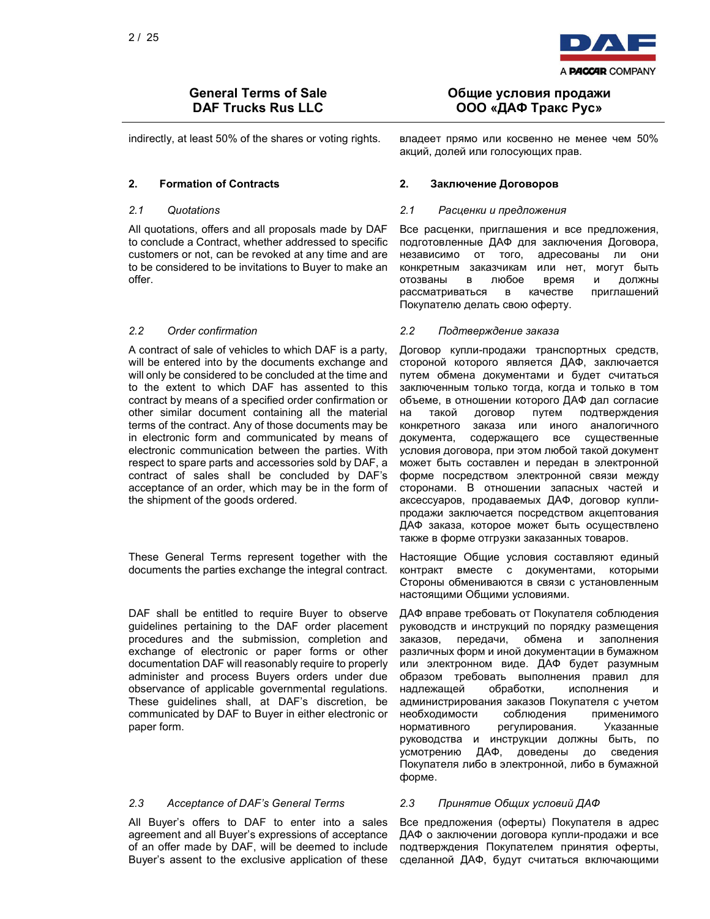indirectly, at least 50% of the shares or voting rights.

владеет прямо или косвенно не менее чем 50% акций, долей или голосующих прав.

## 2. Formation of Contracts

## 2. Заключение Договоров

### *2.1 Quotations*

All quotations, offers and all proposals made by DAF to conclude a Contract, whether addressed to specific customers or not, can be revoked at any time and are to be considered to be invitations to Buyer to make an offer.

### *2.1 Расценки и предложения*

Все расценки, приглашения и все предложения, подготовленные ДАФ для заключения Договора, независимо от того, адресованы ли они конкретным заказчикам или нет, могут быть отозваны в любое время и должны рассматриваться в качестве приглашений Покупателю делать свою оферту.

### *2.2 Order confirmation*

A contract of sale of vehicles to which DAF is a party, will be entered into by the documents exchange and will only be considered to be concluded at the time and to the extent to which DAF has assented to this contract by means of a specified order confirmation or other similar document containing all the material terms of the contract. Any of those documents may be in electronic form and communicated by means of electronic communication between the parties. With respect to spare parts and accessories sold by DAF, a contract of sales shall be concluded by DAF's acceptance of an order, which may be in the form of the shipment of the goods ordered.

These General Terms represent together with the documents the parties exchange the integral contract.

DAF shall be entitled to require Buyer to observe guidelines pertaining to the DAF order placement procedures and the submission, completion and exchange of electronic or paper forms or other documentation DAF will reasonably require to properly administer and process Buyers orders under due observance of applicable governmental regulations. These guidelines shall, at DAF's discretion, be communicated by DAF to Buyer in either electronic or paper form.

### *2.2 Подтверждение заказа*

Договор купли-продажи транспортных средств, стороной которого является ДАФ, заключается путем обмена документами и будет считаться заключенным только тогда, когда и только в том объеме, в отношении которого ДАФ дал согласие на такой договор путем подтверждения конкретного заказа или иного аналогичного документа, содержащего все существенные условия договора, при этом любой такой документ может быть составлен и передан в электронной форме посредством электронной связи между сторонами. В отношении запасных частей и аксессуаров, продаваемых ДАФ, договор купли-продажи заключается посредством акцептования ДАФ заказа, которое может быть осуществлено также в форме отгрузки заказанных товаров.

Настоящие Общие условия составляют единый контракт вместе с документами, которыми Стороны обмениваются в связи с установленным настоящими Общими условиями.

ДАФ вправе требовать от Покупателя соблюдения руководств и инструкций по порядку размещения заказов, передачи, обмена и заполнения различных форм и иной документации в бумажном или электронном виде. ДАФ будет разумным образом требовать выполнения правил для надлежащей обработки, исполнения и администрирования заказов Покупателя с учетом необходимости соблюдения применимого нормативного регулирования. Указанные руководства и инструкции должны быть, по усмотрению ДАФ, доведены до сведения Покупателя либо в электронной, либо в бумажной форме.

### *2.3 Acceptance of DAF's General Terms*

All Buyer's offers to DAF to enter into a sales agreement and all Buyer's expressions of acceptance of an offer made by DAF, will be deemed to include Buyer's assent to the exclusive application of these

### *2.3 Принятие Общих условий ДАФ*

Все предложения (оферты) Покупателя в адрес ДАФ о заключении договора купли-продажи и все подтверждения Покупателем принятия оферты, сделанной ДАФ, будут считаться включающими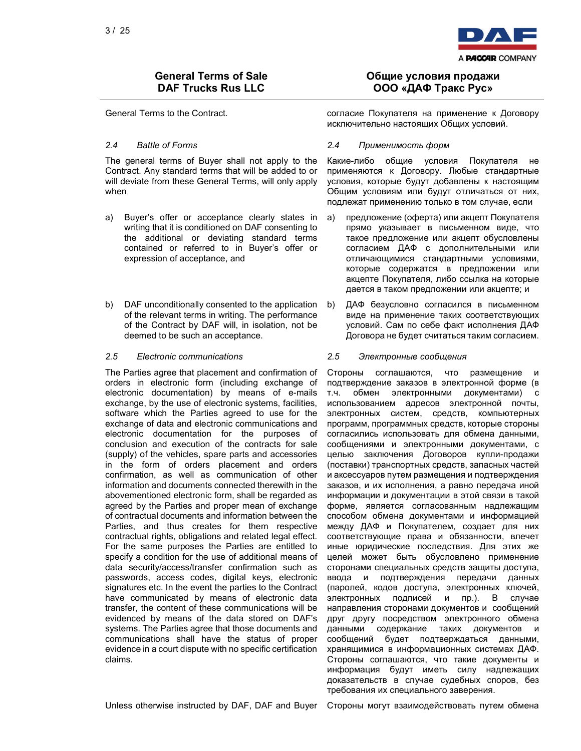General Terms to the Contract.

согласие Покупателя на применение к Договору исключительно настоящих Общих условий.

### 2.4 Battle of Forms

### 2.4 Применимость форм

The general terms of Buyer shall not apply to the Contract. Any standard terms that will be added to or will deviate from these General Terms, will only apply when

Какие-либо общие условия Покупателя не применяются к Договору. Любые стандартные условия, которые будут добавлены к настоящим Общим условиям или будут отличаться от них, подлежат применению только в том случае, если

a) Buyer's offer or acceptance clearly states in writing that it is conditioned on DAF consenting to the additional or deviating standard terms contained or referred to in Buyer's offer or expression of acceptance, and

a) предложение (оферта) или акцепт Покупателя прямо указывает в письменном виде, что такое предложение или акцепт обусловлены согласием ДАФ с дополнительными или отличающимися стандартными условиями, которые содержатся в предложении или акцепте Покупателя, либо ссылка на которые дается в таком предложении или акцепте; и

b) DAF unconditionally consented to the application of the relevant terms in writing. The performance of the Contract by DAF will, in isolation, not be deemed to be such an acceptance.

b) ДАФ безусловно согласился в письменном виде на применение таких соответствующих условий. Сам по себе факт исполнения ДАФ Договора не будет считаться таким согласием.

### 2.5 Electronic communications

### 2.5 Электронные сообщения

The Parties agree that placement and confirmation of orders in electronic form (including exchange of electronic documentation) by means of e-mails exchange, by the use of electronic systems, facilities, software which the Parties agreed to use for the exchange of data and electronic communications and electronic documentation for the purposes of conclusion and execution of the contracts for sale (supply) of the vehicles, spare parts and accessories in the form of orders placement and orders confirmation, as well as communication of other information and documents connected therewith in the abovementioned electronic form, shall be regarded as agreed by the Parties and proper mean of exchange of contractual documents and information between the Parties, and thus creates for them respective contractual rights, obligations and related legal effect. For the same purposes the Parties are entitled to specify a condition for the use of additional means of data security/access/transfer confirmation such as passwords, access codes, digital keys, electronic signatures etc. In the event the parties to the Contract have communicated by means of electronic data transfer, the content of these communications will be evidenced by means of the data stored on DAF's systems. The Parties agree that those documents and communications shall have the status of proper evidence in a court dispute with no specific certification claims.

Стороны соглашаются, что размещение и подтверждение заказов в электронной форме (в т.ч. обмен электронными документами) с использованием адресов электронной почты, электронных систем, средств, компьютерных программ, программных средств, которые стороны согласились использовать для обмена данными, сообщениями и электронными документами, с целью заключения Договоров купли-продажи (поставки) транспортных средств, запасных частей и аксессуаров путем размещения и подтверждения заказов, и их исполнения, а равно передача иной информации и документации в этой связи в такой форме, является согласованным надлежащим способом обмена документами и информацией между ДАФ и Покупателем, создает для них соответствующие права и обязанности, влечет иные юридические последствия. Для этих же целей может быть обусловлено применение сторонами специальных средств защиты доступа, ввода и подтверждения передачи данных (паролей, кодов доступа, электронных ключей, электронных подписей и пр.). В случае направления сторонами документов и сообщений друг другу посредством электронного обмена данными содержание таких документов и сообщений будет подтверждаться данными, хранящимися в информационных системах ДАФ. Стороны соглашаются, что такие документы и информация будут иметь силу надлежащих доказательств в случае судебных споров, без требования их специального заверения.

Unless otherwise instructed by DAF, DAF and Buyer

Стороны могут взаимодействовать путем обмена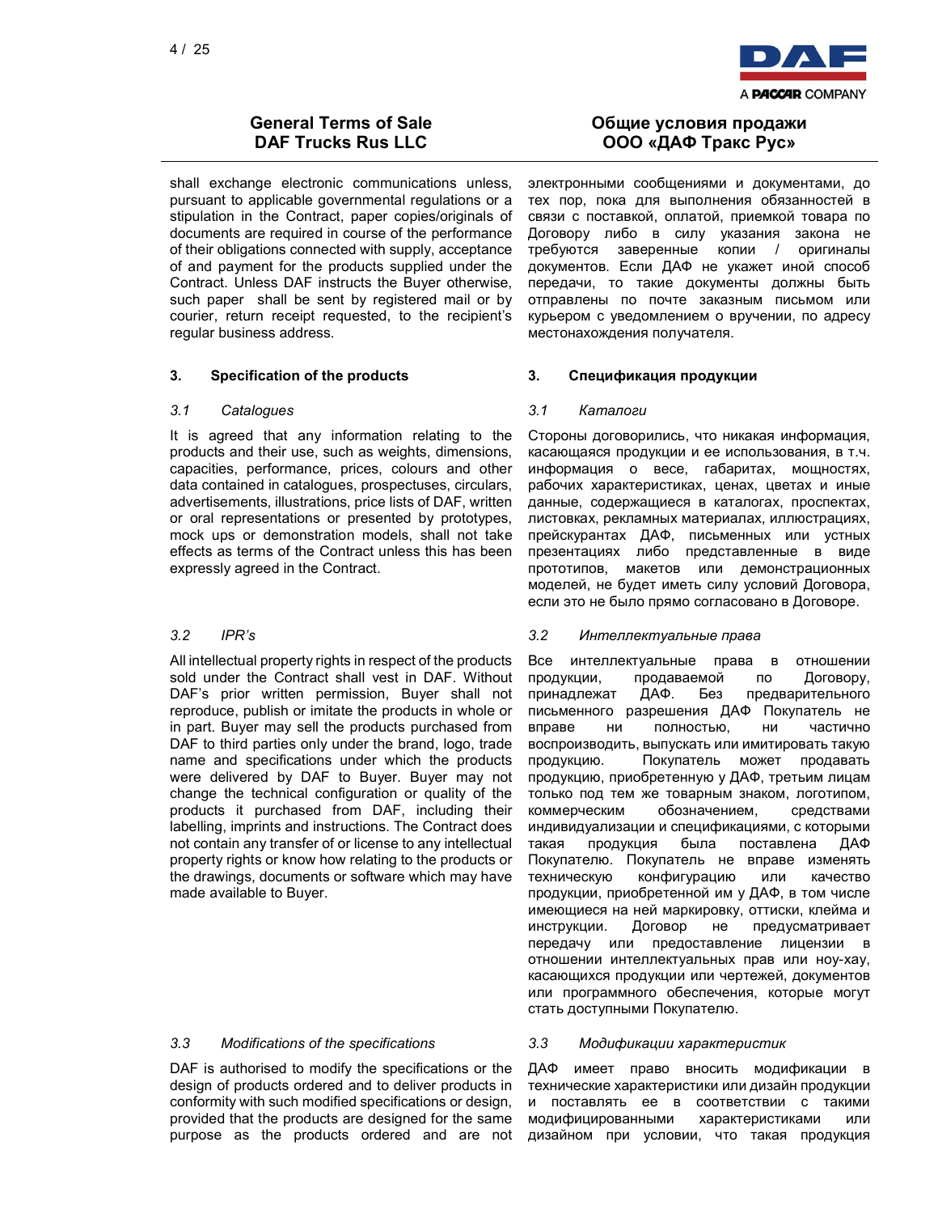shall exchange electronic communications unless, pursuant to applicable governmental regulations or a stipulation in the Contract, paper copies/originals of documents are required in course of the performance of their obligations connected with supply, acceptance of and payment for the products supplied under the Contract. Unless DAF instructs the Buyer otherwise, such paper shall be sent by registered mail or by courier, return receipt requested, to the recipient's regular business address.

электронными сообщениями и документами, до тех пор, пока для выполнения обязанностей в связи с поставкой, оплатой, приемкой товара по Договору либо в силу указания закона не требуются заверенные копии / оригиналы документов. Если ДАФ не укажет иной способ передачи, то такие документы должны быть отправлены по почте заказным письмом или курьером с уведомлением о вручении, по адресу местонахождения получателя.

## 3. Specification of the products

## 3. Спецификация продукции

*3.1 Catalogues*

It is agreed that any information relating to the products and their use, such as weights, dimensions, capacities, performance, prices, colours and other data contained in catalogues, prospectuses, circulars, advertisements, illustrations, price lists of DAF, written or oral representations or presented by prototypes, mock ups or demonstration models, shall not take effects as terms of the Contract unless this has been expressly agreed in the Contract.

*3.1 Каталоги*

Стороны договорились, что никакая информация, касающаяся продукции и ее использования, в т.ч. информация о весе, габаритах, мощностях, рабочих характеристиках, ценах, цветах и иные данные, содержащиеся в каталогах, проспектах, листовках, рекламных материалах, иллюстрациях, прейскурантах ДАФ, письменных или устных презентациях либо представленные в виде прототипов, макетов или демонстрационных моделей, не будет иметь силу условий Договора, если это не было прямо согласовано в Договоре.

*3.2 IPR's*

All intellectual property rights in respect of the products sold under the Contract shall vest in DAF. Without DAF's prior written permission, Buyer shall not reproduce, publish or imitate the products in whole or in part. Buyer may sell the products purchased from DAF to third parties only under the brand, logo, trade name and specifications under which the products were delivered by DAF to Buyer. Buyer may not change the technical configuration or quality of the products it purchased from DAF, including their labelling, imprints and instructions. The Contract does not contain any transfer of or license to any intellectual property rights or know how relating to the products or the drawings, documents or software which may have made available to Buyer.

*3.2 Интеллектуальные права*

Все интеллектуальные права в отношении продукции, продаваемой по Договору, принадлежат ДАФ. Без предварительного письменного разрешения ДАФ Покупатель не вправе ни полностью, ни частично воспроизводить, выпускать или имитировать такую продукцию. Покупатель может продавать продукцию, приобретенную у ДАФ, третьим лицам только под тем же товарным знаком, логотипом, коммерческим обозначением, средствами индивидуализации и спецификациями, с которыми такая продукция была поставлена ДАФ Покупателю. Покупатель не вправе изменять техническую конфигурацию или качество продукции, приобретенной им у ДАФ, в том числе имеющиеся на ней маркировку, оттиски, клейма и инструкции. Договор не предусматривает передачу или предоставление лицензии в отношении интеллектуальных прав или ноу-хау, касающихся продукции или чертежей, документов или программного обеспечения, которые могут стать доступными Покупателю.

*3.3 Modifications of the specifications*

DAF is authorised to modify the specifications or the design of products ordered and to deliver products in conformity with such modified specifications or design, provided that the products are designed for the same purpose as the products ordered and are not

*3.3 Модификации характеристик*

ДАФ имеет право вносить модификации в технические характеристики или дизайн продукции и поставлять ее в соответствии с такими модифицированными характеристиками или дизайном при условии, что такая продукция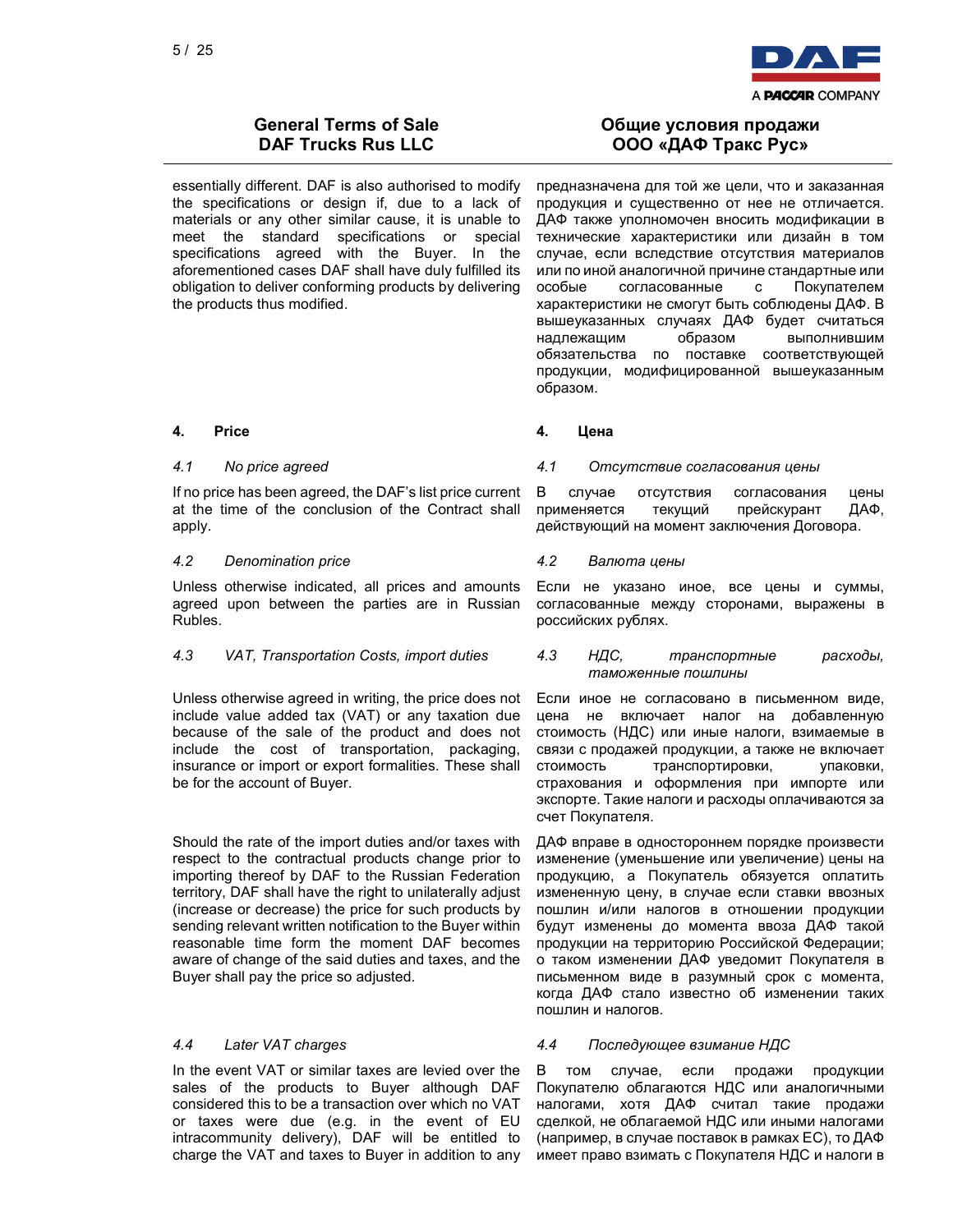essentially different. DAF is also authorised to modify the specifications or design if, due to a lack of materials or any other similar cause, it is unable to meet the standard specifications or special specifications agreed with the Buyer. In the aforementioned cases DAF shall have duly fulfilled its obligation to deliver conforming products by delivering the products thus modified.

предназначена для той же цели, что и заказанная продукция и существенно от нее не отличается. ДАФ также уполномочен вносить модификации в технические характеристики или дизайн в том случае, если вследствие отсутствия материалов или по иной аналогичной причине стандартные или особые согласованные с Покупателем характеристики не смогут быть соблюдены ДАФ. В вышеуказанных случаях ДАФ будет считаться надлежащим образом выполнившим обязательства по поставке соответствующей продукции, модифицированной вышеуказанным образом.

## 4. Price

## 4. Цена

### *4.1 No price agreed*

If no price has been agreed, the DAF's list price current at the time of the conclusion of the Contract shall apply.

### *4.1 Отсутствие согласования цены*

В случае отсутствия согласования цены применяется текущий прейскурант ДАФ, действующий на момент заключения Договора.

### *4.2 Denomination price*

Unless otherwise indicated, all prices and amounts agreed upon between the parties are in Russian Rubles.

### *4.2 Валюта цены*

Если не указано иное, все цены и суммы, согласованные между сторонами, выражены в российских рублях.

### *4.3 VAT, Transportation Costs, import duties*

Unless otherwise agreed in writing, the price does not include value added tax (VAT) or any taxation due because of the sale of the product and does not include the cost of transportation, packaging, insurance or import or export formalities. These shall be for the account of Buyer.

Should the rate of the import duties and/or taxes with respect to the contractual products change prior to importing thereof by DAF to the Russian Federation territory, DAF shall have the right to unilaterally adjust (increase or decrease) the price for such products by sending relevant written notification to the Buyer within reasonable time form the moment DAF becomes aware of change of the said duties and taxes, and the Buyer shall pay the price so adjusted.

### *4.3 НДС, транспортные расходы, таможенные пошлины*

Если иное не согласовано в письменном виде, цена не включает налог на добавленную стоимость (НДС) или иные налоги, взимаемые в связи с продажей продукции, а также не включает стоимость транспортировки, упаковки, страхования и оформления при импорте или экспорте. Такие налоги и расходы оплачиваются за счет Покупателя.

ДАФ вправе в одностороннем порядке произвести изменение (уменьшение или увеличение) цены на продукцию, а Покупатель обязуется оплатить измененную цену, в случае если ставки ввозных пошлин и/или налогов в отношении продукции будут изменены до момента ввоза ДАФ такой продукции на территорию Российской Федерации; о таком изменении ДАФ уведомит Покупателя в письменном виде в разумный срок с момента, когда ДАФ стало известно об изменении таких пошлин и налогов.

### *4.4 Later VAT charges*

In the event VAT or similar taxes are levied over the sales of the products to Buyer although DAF considered this to be a transaction over which no VAT or taxes were due (e.g. in the event of EU intracommunity delivery), DAF will be entitled to charge the VAT and taxes to Buyer in addition to any

### *4.4 Последующее взимание НДС*

В том случае, если продажи продукции Покупателю облагаются НДС или аналогичными налогами, хотя ДАФ считал такие продажи сделкой, не облагаемой НДС или иными налогами (например, в случае поставок в рамках ЕС), то ДАФ имеет право взимать с Покупателя НДС и налоги в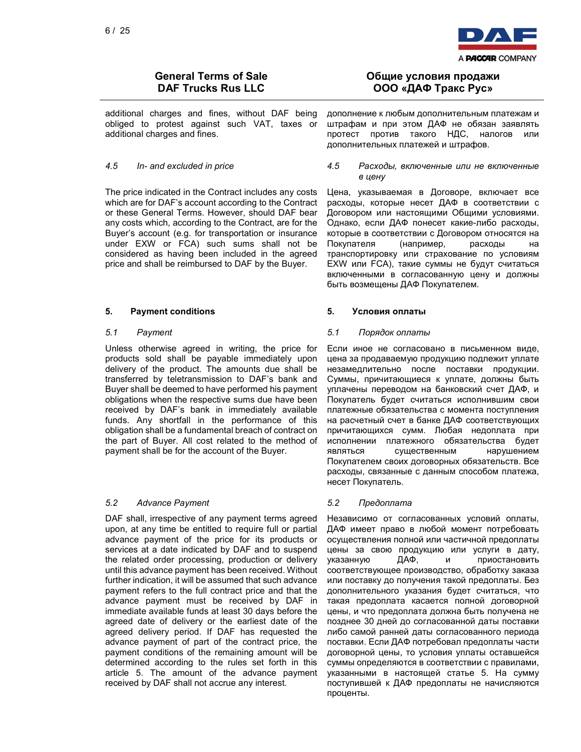additional charges and fines, without DAF being obliged to protest against such VAT, taxes or additional charges and fines.

дополнение к любым дополнительным платежам и штрафам и при этом ДАФ не обязан заявлять протест против такого НДС, налогов или дополнительных платежей и штрафов.

*4.5 In- and excluded in price*

*4.5 Расходы, включенные или не включенные в цену*

The price indicated in the Contract includes any costs which are for DAF's account according to the Contract or these General Terms. However, should DAF bear any costs which, according to the Contract, are for the Buyer's account (e.g. for transportation or insurance under EXW or FCA) such sums shall not be considered as having been included in the agreed price and shall be reimbursed to DAF by the Buyer.

Цена, указываемая в Договоре, включает все расходы, которые несет ДАФ в соответствии с Договором или настоящими Общими условиями. Однако, если ДАФ понесет какие-либо расходы, которые в соответствии с Договором относятся на Покупателя (например, расходы на транспортировку или страхование по условиям EXW или FCA), такие суммы не будут считаться включенными в согласованную цену и должны быть возмещены ДАФ Покупателем.

## 5. Payment conditions

## 5. Условия оплаты

*5.1 Payment*

*5.1 Порядок оплаты*

Unless otherwise agreed in writing, the price for products sold shall be payable immediately upon delivery of the product. The amounts due shall be transferred by teletransmission to DAF's bank and Buyer shall be deemed to have performed his payment obligations when the respective sums due have been received by DAF's bank in immediately available funds. Any shortfall in the performance of this obligation shall be a fundamental breach of contract on the part of Buyer. All cost related to the method of payment shall be for the account of the Buyer.

Если иное не согласовано в письменном виде, цена за продаваемую продукцию подлежит уплате незамедлительно после поставки продукции. Суммы, причитающиеся к уплате, должны быть уплачены переводом на банковский счет ДАФ, и Покупатель будет считаться исполнившим свои платежные обязательства с момента поступления на расчетный счет в банке ДАФ соответствующих причитающихся сумм. Любая недоплата при исполнении платежного обязательства будет являться существенным нарушением Покупателем своих договорных обязательств. Все расходы, связанные с данным способом платежа, несет Покупатель.

*5.2 Advance Payment*

*5.2 Предоплата*

DAF shall, irrespective of any payment terms agreed upon, at any time be entitled to require full or partial advance payment of the price for its products or services at a date indicated by DAF and to suspend the related order processing, production or delivery until this advance payment has been received. Without further indication, it will be assumed that such advance payment refers to the full contract price and that the advance payment must be received by DAF in immediate available funds at least 30 days before the agreed date of delivery or the earliest date of the agreed delivery period. If DAF has requested the advance payment of part of the contract price, the payment conditions of the remaining amount will be determined according to the rules set forth in this article 5. The amount of the advance payment received by DAF shall not accrue any interest.

Независимо от согласованных условий оплаты, ДАФ имеет право в любой момент потребовать осуществления полной или частичной предоплаты цены за свою продукцию или услуги в дату, указанную ДАФ, и приостановить соответствующее производство, обработку заказа или поставку до получения такой предоплаты. Без дополнительного указания будет считаться, что такая предоплата касается полной договорной цены, и что предоплата должна быть получена не позднее 30 дней до согласованной даты поставки либо самой ранней даты согласованного периода поставки. Если ДАФ потребовал предоплаты части договорной цены, то условия уплаты оставшейся суммы определяются в соответствии с правилами, указанными в настоящей статье 5. На сумму поступившей к ДАФ предоплаты не начисляются проценты.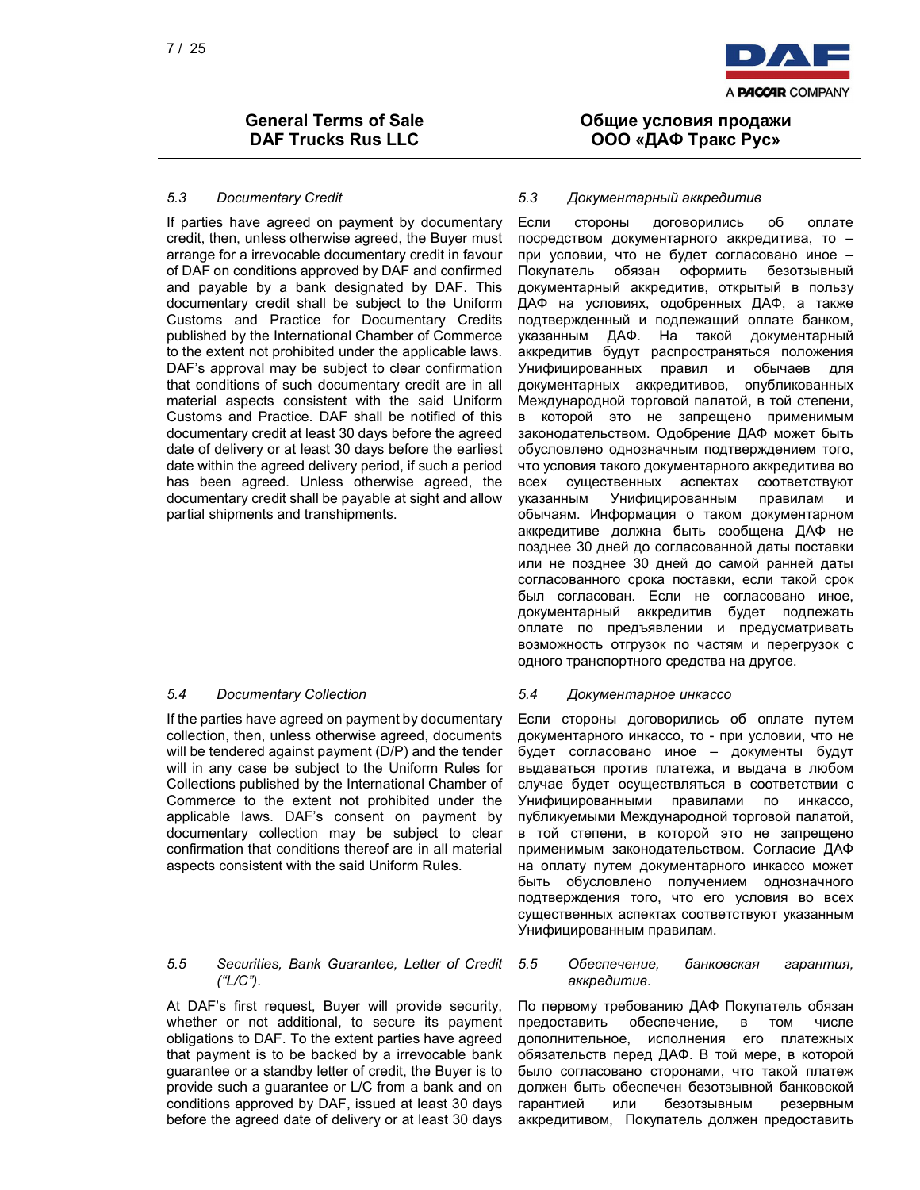#### 5.3 Documentary Credit

If parties have agreed on payment by documentary credit, then, unless otherwise agreed, the Buyer must arrange for a irrevocable documentary credit in favour of DAF on conditions approved by DAF and confirmed and payable by a bank designated by DAF. This documentary credit shall be subject to the Uniform Customs and Practice for Documentary Credits published by the International Chamber of Commerce to the extent not prohibited under the applicable laws. DAF's approval may be subject to clear confirmation that conditions of such documentary credit are in all material aspects consistent with the said Uniform Customs and Practice. DAF shall be notified of this documentary credit at least 30 days before the agreed date of delivery or at least 30 days before the earliest date within the agreed delivery period, if such a period has been agreed. Unless otherwise agreed, the documentary credit shall be payable at sight and allow partial shipments and transhipments.

#### 5.3 Документарный аккредитив

Если стороны договорились об оплате посредством документарного аккредитива, то – при условии, что не будет согласовано иное – Покупатель обязан оформить безотзывный документарный аккредитив, открытый в пользу ДАФ на условиях, одобренных ДАФ, а также подтвержденный и подлежащий оплате банком, указанным ДАФ. На такой документарный аккредитив будут распространяться положения Унифицированных правил и обычаев для документарных аккредитивов, опубликованных Международной торговой палатой, в той степени, в которой это не запрещено применимым законодательством. Одобрение ДАФ может быть обусловлено однозначным подтверждением того, что условия такого документарного аккредитива во всех существенных аспектах соответствуют указанным Унифицированным правилам и обычаям. Информация о таком документарном аккредитиве должна быть сообщена ДАФ не позднее 30 дней до согласованной даты поставки или не позднее 30 дней до самой ранней даты согласованного срока поставки, если такой срок был согласован. Если не согласовано иное, документарный аккредитив будет подлежать оплате по предъявлении и предусматривать возможность отгрузок по частям и перегрузок с одного транспортного средства на другое.

#### 5.4 Documentary Collection

If the parties have agreed on payment by documentary collection, then, unless otherwise agreed, documents will be tendered against payment (D/P) and the tender will in any case be subject to the Uniform Rules for Collections published by the International Chamber of Commerce to the extent not prohibited under the applicable laws. DAF's consent on payment by documentary collection may be subject to clear confirmation that conditions thereof are in all material aspects consistent with the said Uniform Rules.

#### 5.4 Документарное инкассо

Если стороны договорились об оплате путем документарного инкассо, то - при условии, что не будет согласовано иное – документы будут выдаваться против платежа, и выдача в любом случае будет осуществляться в соответствии с Унифицированными правилами по инкассо, публикуемыми Международной торговой палатой, в той степени, в которой это не запрещено применимым законодательством. Согласие ДАФ на оплату путем документарного инкассо может быть обусловлено получением однозначного подтверждения того, что его условия во всех существенных аспектах соответствуют указанным Унифицированным правилам.

#### 5.5 Securities, Bank Guarantee, Letter of Credit ("L/C").

At DAF's first request, Buyer will provide security, whether or not additional, to secure its payment obligations to DAF. To the extent parties have agreed that payment is to be backed by a irrevocable bank guarantee or a standby letter of credit, the Buyer is to provide such a guarantee or L/C from a bank and on conditions approved by DAF, issued at least 30 days before the agreed date of delivery or at least 30 days

#### 5.5 Обеспечение, банковская гарантия, аккредитив.

По первому требованию ДАФ Покупатель обязан предоставить обеспечение, в том числе дополнительное, исполнения его платежных обязательств перед ДАФ. В той мере, в которой было согласовано сторонами, что такой платеж должен быть обеспечен безотзывной банковской гарантией или безотзывным резервным аккредитивом, Покупатель должен предоставить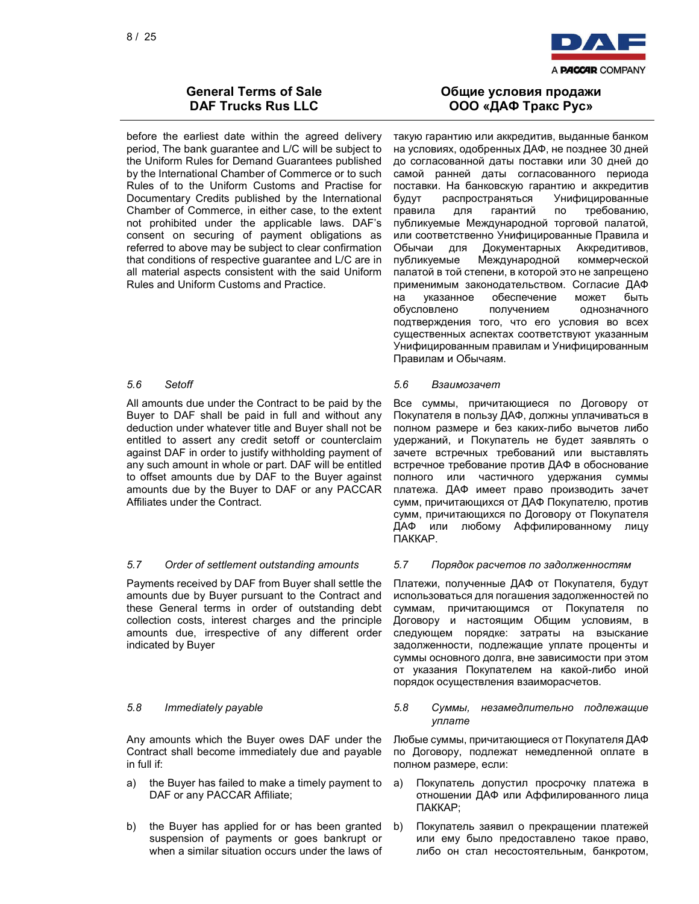## General Terms of Sale DAF Trucks Rus LLC

## Общие условия продажи ООО «ДАФ Тракс Рус»

before the earliest date within the agreed delivery period, The bank guarantee and L/C will be subject to the Uniform Rules for Demand Guarantees published by the International Chamber of Commerce or to such Rules of to the Uniform Customs and Practise for Documentary Credits published by the International Chamber of Commerce, in either case, to the extent not prohibited under the applicable laws. DAF's consent on securing of payment obligations as referred to above may be subject to clear confirmation that conditions of respective guarantee and L/C are in all material aspects consistent with the said Uniform Rules and Uniform Customs and Practice.

такую гарантию или аккредитив, выданные банком на условиях, одобренных ДАФ, не позднее 30 дней до согласованной даты поставки или 30 дней до самой ранней даты согласованного периода поставки. На банковскую гарантию и аккредитив будут распространяться Унифицированные правила для гарантий по требованию, публикуемые Международной торговой палатой, или соответственно Унифицированные Правила и Обычаи для Документарных Аккредитивов, публикуемые Международной коммерческой палатой в той степени, в которой это не запрещено применимым законодательством. Согласие ДАФ на указанное обеспечение может быть обусловлено получением однозначного подтверждения того, что его условия во всех существенных аспектах соответствуют указанным Унифицированным правилам и Унифицированным Правилам и Обычаям.

### *5.6 Setoff*

All amounts due under the Contract to be paid by the Buyer to DAF shall be paid in full and without any deduction under whatever title and Buyer shall not be entitled to assert any credit setoff or counterclaim against DAF in order to justify withholding payment of any such amount in whole or part. DAF will be entitled to offset amounts due by DAF to the Buyer against amounts due by the Buyer to DAF or any PACCAR Affiliates under the Contract.

### *5.6 Взаимозачет*

Все суммы, причитающиеся по Договору от Покупателя в пользу ДАФ, должны уплачиваться в полном размере и без каких-либо вычетов либо удержаний, и Покупатель не будет заявлять о зачете встречных требований или выставлять встречное требование против ДАФ в обоснование полного или частичного удержания суммы платежа. ДАФ имеет право производить зачет сумм, причитающихся от ДАФ Покупателю, против сумм, причитающихся по Договору от Покупателя ДАФ или любому Аффилированному лицу ПАККАР.

### *5.7 Order of settlement outstanding amounts*

Payments received by DAF from Buyer shall settle the amounts due by Buyer pursuant to the Contract and these General terms in order of outstanding debt collection costs, interest charges and the principle amounts due, irrespective of any different order indicated by Buyer

### *5.7 Порядок расчетов по задолженностям*

Платежи, полученные ДАФ от Покупателя, будут использоваться для погашения задолженностей по суммам, причитающимся от Покупателя по Договору и настоящим Общим условиям, в следующем порядке: затраты на взыскание задолженности, подлежащие уплате проценты и суммы основного долга, вне зависимости при этом от указания Покупателем на какой-либо иной порядок осуществления взаиморасчетов.

### *5.8 Immediately payable*

Any amounts which the Buyer owes DAF under the Contract shall become immediately due and payable in full if:

a) the Buyer has failed to make a timely payment to DAF or any PACCAR Affiliate;

b) the Buyer has applied for or has been granted suspension of payments or goes bankrupt or when a similar situation occurs under the laws of

### *5.8 Суммы, незамедлительно подлежащие уплате*

Любые суммы, причитающиеся от Покупателя ДАФ по Договору, подлежат немедленной оплате в полном размере, если:

a) Покупатель допустил просрочку платежа в отношении ДАФ или Аффилированного лица ПАККАР;

b) Покупатель заявил о прекращении платежей или ему было предоставлено такое право, либо он стал несостоятельным, банкротом,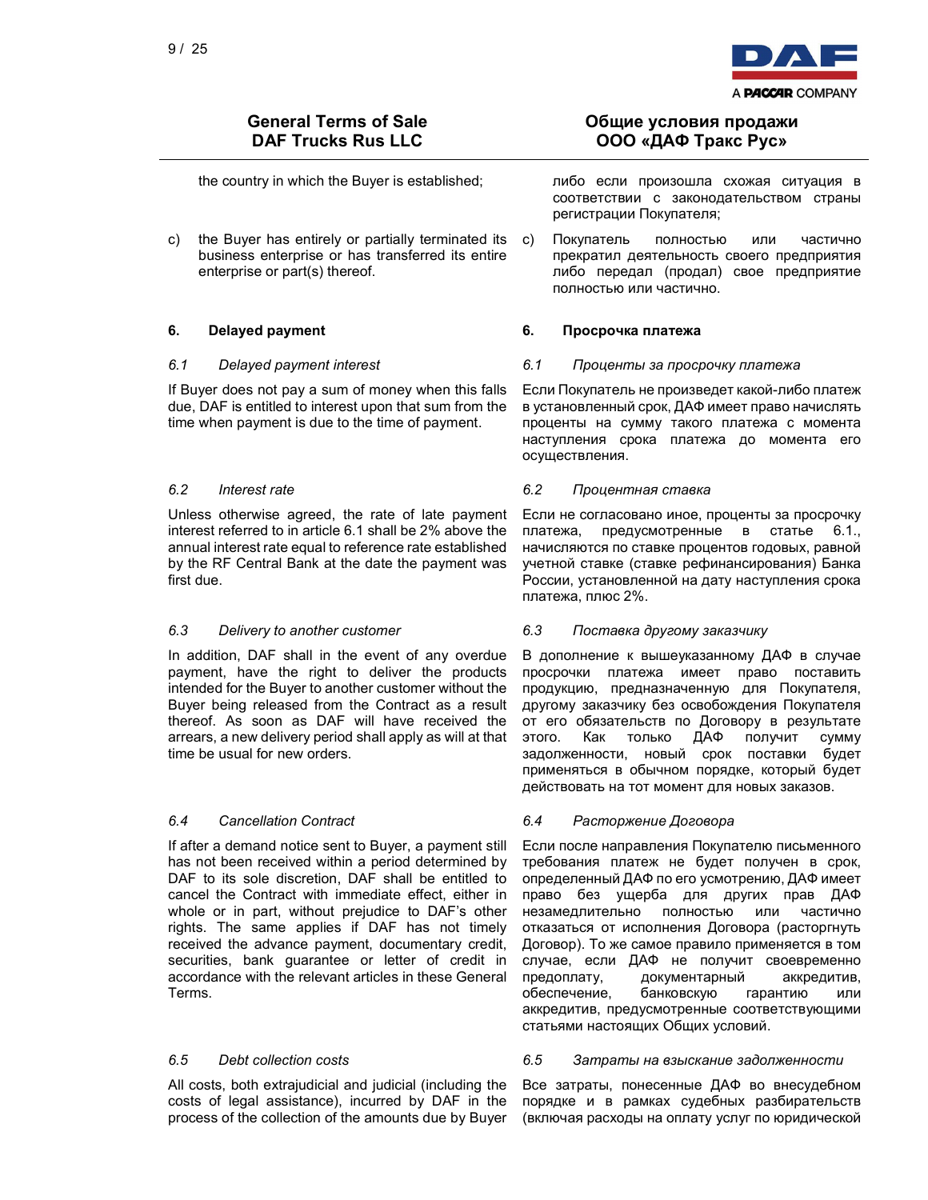the country in which the Buyer is established;

либо если произошла схожая ситуация в соответствии с законодательством страны регистрации Покупателя;

c) the Buyer has entirely or partially terminated its business enterprise or has transferred its entire enterprise or part(s) thereof.

c) Покупатель полностью или частично прекратил деятельность своего предприятия либо передал (продал) свое предприятие полностью или частично.

## 6. Delayed payment

## 6. Просрочка платежа

*6.1 Delayed payment interest*

If Buyer does not pay a sum of money when this falls due, DAF is entitled to interest upon that sum from the time when payment is due to the time of payment.

*6.1 Проценты за просрочку платежа*

Если Покупатель не произведет какой-либо платеж в установленный срок, ДАФ имеет право начислять проценты на сумму такого платежа с момента наступления срока платежа до момента его осуществления.

*6.2 Interest rate*

Unless otherwise agreed, the rate of late payment interest referred to in article 6.1 shall be 2% above the annual interest rate equal to reference rate established by the RF Central Bank at the date the payment was first due.

*6.2 Процентная ставка*

Если не согласовано иное, проценты за просрочку платежа, предусмотренные в статье 6.1., начисляются по ставке процентов годовых, равной учетной ставке (ставке рефинансирования) Банка России, установленной на дату наступления срока платежа, плюс 2%.

*6.3 Delivery to another customer*

In addition, DAF shall in the event of any overdue payment, have the right to deliver the products intended for the Buyer to another customer without the Buyer being released from the Contract as a result thereof. As soon as DAF will have received the arrears, a new delivery period shall apply as will at that time be usual for new orders.

*6.3 Поставка другому заказчику*

В дополнение к вышеуказанному ДАФ в случае просрочки платежа имеет право поставить продукцию, предназначенную для Покупателя, другому заказчику без освобождения Покупателя от его обязательств по Договору в результате этого. Как только ДАФ получит сумму задолженности, новый срок поставки будет применяться в обычном порядке, который будет действовать на тот момент для новых заказов.

*6.4 Cancellation Contract*

If after a demand notice sent to Buyer, a payment still has not been received within a period determined by DAF to its sole discretion, DAF shall be entitled to cancel the Contract with immediate effect, either in whole or in part, without prejudice to DAF's other rights. The same applies if DAF has not timely received the advance payment, documentary credit, securities, bank guarantee or letter of credit in accordance with the relevant articles in these General Terms.

*6.4 Расторжение Договора*

Если после направления Покупателю письменного требования платеж не будет получен в срок, определенный ДАФ по его усмотрению, ДАФ имеет право без ущерба для других прав ДАФ незамедлительно полностью или частично отказаться от исполнения Договора (расторгнуть Договор). То же самое правило применяется в том случае, если ДАФ не получит своевременно предоплату, документарный аккредитив, обеспечение, банковскую гарантию или аккредитив, предусмотренные соответствующими статьями настоящих Общих условий.

*6.5 Debt collection costs*

All costs, both extrajudicial and judicial (including the costs of legal assistance), incurred by DAF in the process of the collection of the amounts due by Buyer

*6.5 Затраты на взыскание задолженности*

Все затраты, понесенные ДАФ во внесудебном порядке и в рамках судебных разбирательств (включая расходы на оплату услуг по юридической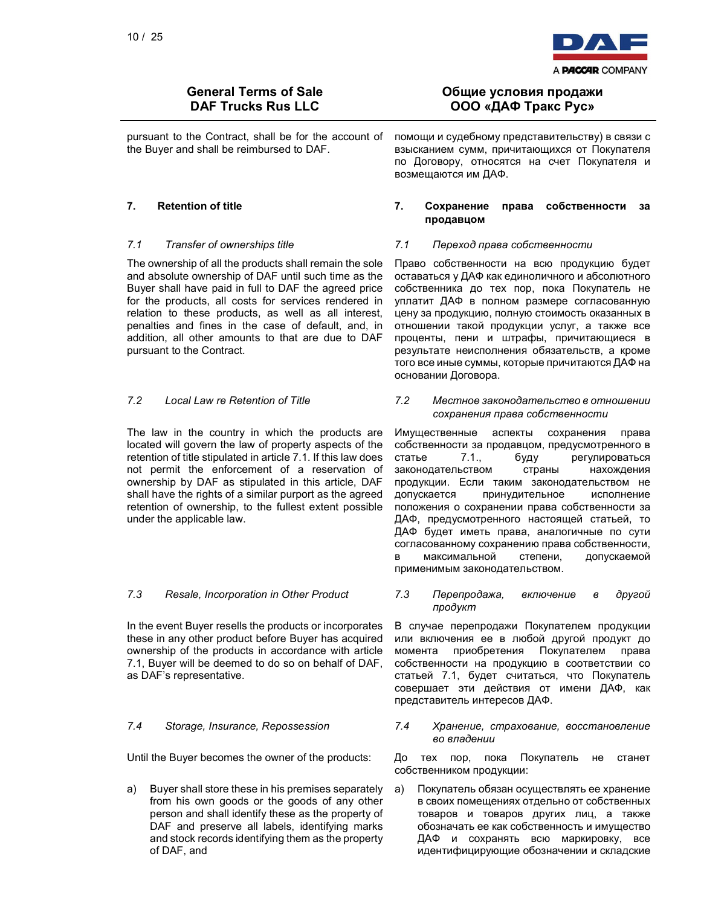pursuant to the Contract, shall be for the account of the Buyer and shall be reimbursed to DAF.

помощи и судебному представительству) в связи с взысканием сумм, причитающихся от Покупателя по Договору, относятся на счет Покупателя и возмещаются им ДАФ.

## 7. Retention of title

## 7. Сохранение права собственности за продавцом

### *7.1 Transfer of ownerships title*

The ownership of all the products shall remain the sole and absolute ownership of DAF until such time as the Buyer shall have paid in full to DAF the agreed price for the products, all costs for services rendered in relation to these products, as well as all interest, penalties and fines in the case of default, and, in addition, all other amounts to that are due to DAF pursuant to the Contract.

### *7.1 Переход права собственности*

Право собственности на всю продукцию будет оставаться у ДАФ как единоличного и абсолютного собственника до тех пор, пока Покупатель не уплатит ДАФ в полном размере согласованную цену за продукцию, полную стоимость оказанных в отношении такой продукции услуг, а также все проценты, пени и штрафы, причитающиеся в результате неисполнения обязательств, а кроме того все иные суммы, которые причитаются ДАФ на основании Договора.

### *7.2 Local Law re Retention of Title*

The law in the country in which the products are located will govern the law of property aspects of the retention of title stipulated in article 7.1. If this law does not permit the enforcement of a reservation of ownership by DAF as stipulated in this article, DAF shall have the rights of a similar purport as the agreed retention of ownership, to the fullest extent possible under the applicable law.

### *7.2 Местное законодательство в отношении сохранения права собственности*

Имущественные аспекты сохранения права собственности за продавцом, предусмотренного в статье 7.1., буду регулироваться законодательством страны нахождения продукции. Если таким законодательством не допускается принудительное исполнение положения о сохранении права собственности за ДАФ, предусмотренного настоящей статьей, то ДАФ будет иметь права, аналогичные по сути согласованному сохранению права собственности, в максимальной степени, допускаемой применимым законодательством.

### *7.3 Resale, Incorporation in Other Product*

In the event Buyer resells the products or incorporates these in any other product before Buyer has acquired ownership of the products in accordance with article 7.1, Buyer will be deemed to do so on behalf of DAF, as DAF's representative.

### *7.3 Перепродажа, включение в другой продукт*

В случае перепродажи Покупателем продукции или включения ее в любой другой продукт до момента приобретения Покупателем права собственности на продукцию в соответствии со статьей 7.1, будет считаться, что Покупатель совершает эти действия от имени ДАФ, как представитель интересов ДАФ.

### *7.4 Storage, Insurance, Repossession*

Until the Buyer becomes the owner of the products:

a) Buyer shall store these in his premises separately from his own goods or the goods of any other person and shall identify these as the property of DAF and preserve all labels, identifying marks and stock records identifying them as the property of DAF, and

### *7.4 Хранение, страхование, восстановление во владении*

До тех пор, пока Покупатель не станет собственником продукции:

а) Покупатель обязан осуществлять ее хранение в своих помещениях отдельно от собственных товаров и товаров других лиц, а также обозначать ее как собственность и имущество ДАФ и сохранять всю маркировку, все идентифицирующие обозначении и складские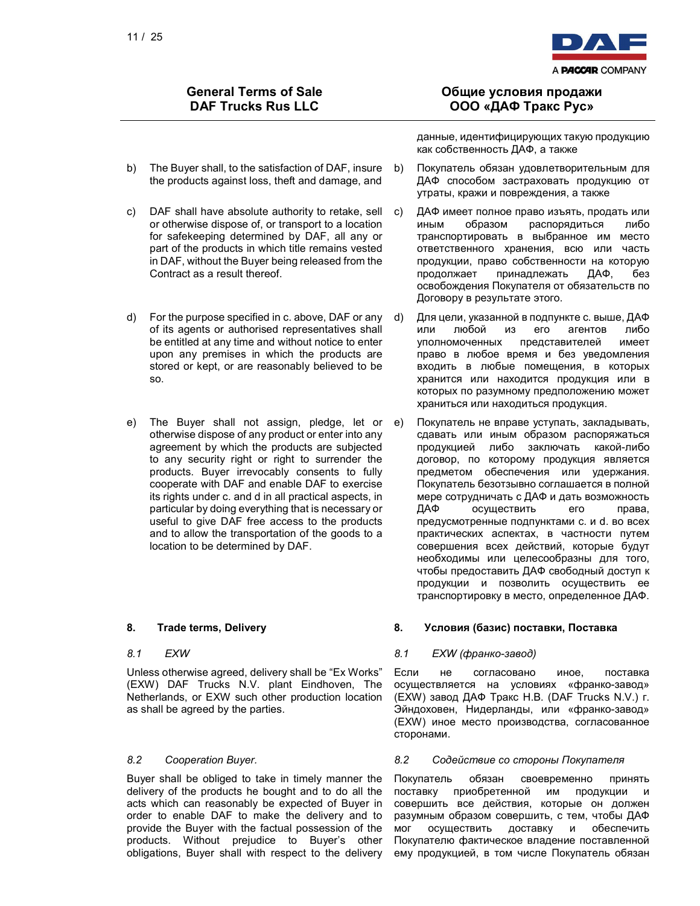**General Terms of Sale**
**DAF Trucks Rus LLC**

**Общие условия продажи**
**ООО «ДАФ Тракс Рус»**

данные, идентифицирующих такую продукцию как собственность ДАФ, а также

b) The Buyer shall, to the satisfaction of DAF, insure the products against loss, theft and damage, and

b) Покупатель обязан удовлетворительным для ДАФ способом застраховать продукцию от утраты, кражи и повреждения, а также

c) DAF shall have absolute authority to retake, sell or otherwise dispose of, or transport to a location for safekeeping determined by DAF, all any or part of the products in which title remains vested in DAF, without the Buyer being released from the Contract as a result thereof.

c) ДАФ имеет полное право изъять, продать или иным образом распорядиться либо транспортировать в выбранное им место ответственного хранения, всю или часть продукции, право собственности на которую продолжает принадлежать ДАФ, без освобождения Покупателя от обязательств по Договору в результате этого.

d) For the purpose specified in c. above, DAF or any of its agents or authorised representatives shall be entitled at any time and without notice to enter upon any premises in which the products are stored or kept, or are reasonably believed to be so.

d) Для цели, указанной в подпункте c. выше, ДАФ или любой из его агентов либо уполномоченных представителей имеет право в любое время и без уведомления входить в любые помещения, в которых хранится или находится продукция или в которых по разумному предположению может храниться или находиться продукция.

e) The Buyer shall not assign, pledge, let or otherwise dispose of any product or enter into any agreement by which the products are subjected to any security right or right to surrender the products. Buyer irrevocably consents to fully cooperate with DAF and enable DAF to exercise its rights under c. and d in all practical aspects, in particular by doing everything that is necessary or useful to give DAF free access to the products and to allow the transportation of the goods to a location to be determined by DAF.

e) Покупатель не вправе уступать, закладывать, сдавать или иным образом распоряжаться продукцией либо заключать какой-либо договор, по которому продукция является предметом обеспечения или удержания. Покупатель безотзывно соглашается в полной мере сотрудничать с ДАФ и дать возможность ДАФ осуществить его права, предусмотренные подпунктами c. и d. во всех практических аспектах, в частности путем совершения всех действий, которые будут необходимы или целесообразны для того, чтобы предоставить ДАФ свободный доступ к продукции и позволить осуществить ее транспортировку в место, определенное ДАФ.

## 8. Trade terms, Delivery

## 8. Условия (базис) поставки, Поставка

*8.1 EXW*

Unless otherwise agreed, delivery shall be “Ex Works” (EXW) DAF Trucks N.V. plant Eindhoven, The Netherlands, or EXW such other production location as shall be agreed by the parties.

*8.1 EXW (франко-завод)*

Если не согласовано иное, поставка осуществляется на условиях «франко-завод» (EXW) завод ДАФ Тракс Н.В. (DAF Trucks N.V.) г. Эйндховен, Нидерланды, или «франко-завод» (EXW) иное место производства, согласованное сторонами.

*8.2 Cooperation Buyer.*

Buyer shall be obliged to take in timely manner the delivery of the products he bought and to do all the acts which can reasonably be expected of Buyer in order to enable DAF to make the delivery and to provide the Buyer with the factual possession of the products. Without prejudice to Buyer’s other obligations, Buyer shall with respect to the delivery

*8.2 Содействие со стороны Покупателя*

Покупатель обязан своевременно принять поставку приобретенной им продукции и совершить все действия, которые он должен разумным образом совершить, с тем, чтобы ДАФ мог осуществить доставку и обеспечить Покупателю фактическое владение поставленной ему продукцией, в том числе Покупатель обязан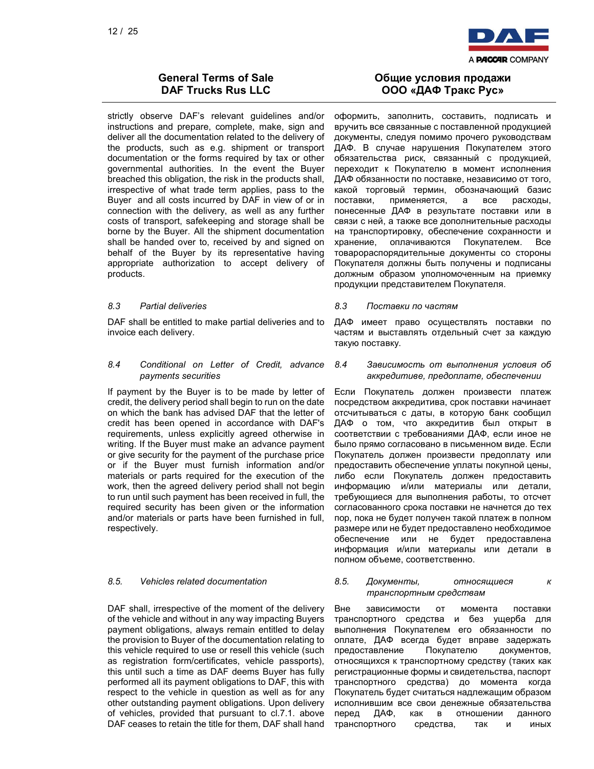## General Terms of Sale DAF Trucks Rus LLC

## Общие условия продажи ООО «ДАФ Тракс Рус»

strictly observe DAF's relevant guidelines and/or instructions and prepare, complete, make, sign and deliver all the documentation related to the delivery of the products, such as e.g. shipment or transport documentation or the forms required by tax or other governmental authorities. In the event the Buyer breached this obligation, the risk in the products shall, irrespective of what trade term applies, pass to the Buyer and all costs incurred by DAF in view of or in connection with the delivery, as well as any further costs of transport, safekeeping and storage shall be borne by the Buyer. All the shipment documentation shall be handed over to, received by and signed on behalf of the Buyer by its representative having appropriate authorization to accept delivery of products.

оформить, заполнить, составить, подписать и вручить все связанные с поставленной продукцией документы, следуя помимо прочего руководствам ДАФ. В случае нарушения Покупателем этого обязательства риск, связанный с продукцией, переходит к Покупателю в момент исполнения ДАФ обязанности по поставке, независимо от того, какой торговый термин, обозначающий базис поставки, применяется, а все расходы, понесенные ДАФ в результате поставки или в связи с ней, а также все дополнительные расходы на транспортировку, обеспечение сохранности и хранение, оплачиваются Покупателем. Все товарораспорядительные документы со стороны Покупателя должны быть получены и подписаны должным образом уполномоченным на приемку продукции представителем Покупателя.

*8.3 Partial deliveries*

DAF shall be entitled to make partial deliveries and to invoice each delivery.

*8.3 Поставки по частям*

ДАФ имеет право осуществлять поставки по частям и выставлять отдельный счет за каждую такую поставку.

*8.4 Conditional on Letter of Credit, advance payments securities*

If payment by the Buyer is to be made by letter of credit, the delivery period shall begin to run on the date on which the bank has advised DAF that the letter of credit has been opened in accordance with DAF's requirements, unless explicitly agreed otherwise in writing. If the Buyer must make an advance payment or give security for the payment of the purchase price or if the Buyer must furnish information and/or materials or parts required for the execution of the work, then the agreed delivery period shall not begin to run until such payment has been received in full, the required security has been given or the information and/or materials or parts have been furnished in full, respectively.

*8.4 Зависимость от выполнения условия об аккредитиве, предоплате, обеспечении*

Если Покупатель должен произвести платеж посредством аккредитива, срок поставки начинает отсчитываться с даты, в которую банк сообщил ДАФ о том, что аккредитив был открыт в соответствии с требованиями ДАФ, если иное не было прямо согласовано в письменном виде. Если Покупатель должен произвести предоплату или предоставить обеспечение уплаты покупной цены, либо если Покупатель должен предоставить информацию и/или материалы или детали, требующиеся для выполнения работы, то отсчет согласованного срока поставки не начнется до тех пор, пока не будет получен такой платеж в полном размере или не будет предоставлено необходимое обеспечение или не будет предоставлена информация и/или материалы или детали в полном объеме, соответственно.

*8.5. Vehicles related documentation*

DAF shall, irrespective of the moment of the delivery of the vehicle and without in any way impacting Buyers payment obligations, always remain entitled to delay the provision to Buyer of the documentation relating to this vehicle required to use or resell this vehicle (such as registration form/certificates, vehicle passports), this until such a time as DAF deems Buyer has fully performed all its payment obligations to DAF, this with respect to the vehicle in question as well as for any other outstanding payment obligations. Upon delivery of vehicles, provided that pursuant to cl.7.1. above DAF ceases to retain the title for them, DAF shall hand

*8.5. Документы, относящиеся к транспортным средствам*

Вне зависимости от момента поставки транспортного средства и без ущерба для выполнения Покупателем его обязанности по оплате, ДАФ всегда будет вправе задержать предоставление Покупателю документов, относящихся к транспортному средству (таких как регистрационные формы и свидетельства, паспорт транспортного средства) до момента когда Покупатель будет считаться надлежащим образом исполнившим все свои денежные обязательства перед ДАФ, как в отношении данного транспортного средства, так и иных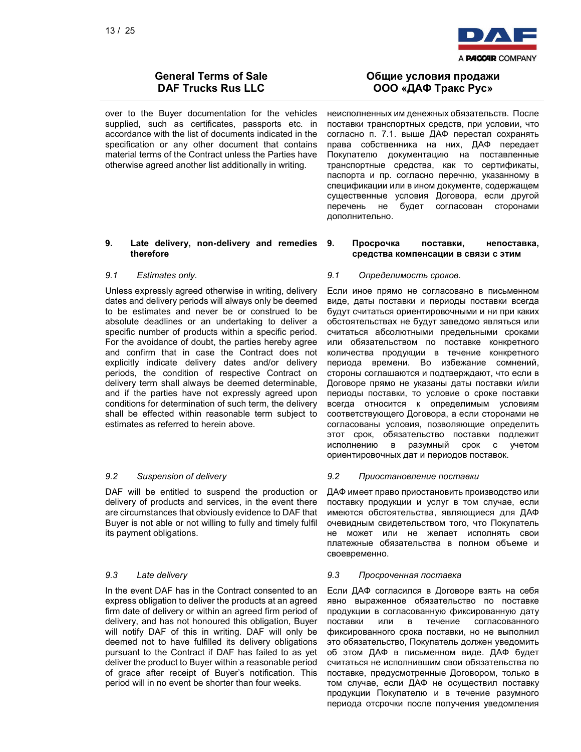over to the Buyer documentation for the vehicles supplied, such as certificates, passports etc. in accordance with the list of documents indicated in the specification or any other document that contains material terms of the Contract unless the Parties have otherwise agreed another list additionally in writing.

неисполненных им денежных обязательств. После поставки транспортных средств, при условии, что согласно п. 7.1. выше ДАФ перестал сохранять права собственника на них, ДАФ передает Покупателю документацию на поставленные транспортные средства, как то сертификаты, паспорта и пр. согласно перечню, указанному в спецификации или в ином документе, содержащем существенные условия Договора, если другой перечень не будет согласован сторонами дополнительно.

## 9. Late delivery, non-delivery and remedies therefore

## 9. Просрочка поставки, непоставка, средства компенсации в связи с этим

*9.1 Estimates only.*

Unless expressly agreed otherwise in writing, delivery dates and delivery periods will always only be deemed to be estimates and never be or construed to be absolute deadlines or an undertaking to deliver a specific number of products within a specific period. For the avoidance of doubt, the parties hereby agree and confirm that in case the Contract does not explicitly indicate delivery dates and/or delivery periods, the condition of respective Contract on delivery term shall always be deemed determinable, and if the parties have not expressly agreed upon conditions for determination of such term, the delivery shall be effected within reasonable term subject to estimates as referred to herein above.

*9.1 Определимость сроков.*

Если иное прямо не согласовано в письменном виде, даты поставки и периоды поставки всегда будут считаться ориентировочными и ни при каких обстоятельствах не будут заведомо являться или считаться абсолютными предельными сроками или обязательством по поставке конкретного количества продукции в течение конкретного периода времени. Во избежание сомнений, стороны соглашаются и подтверждают, что если в Договоре прямо не указаны даты поставки и/или периоды поставки, то условие о сроке поставки всегда относится к определимым условиям соответствующего Договора, а если сторонами не согласованы условия, позволяющие определить этот срок, обязательство поставки подлежит исполнению в разумный срок с учетом ориентировочных дат и периодов поставок.

*9.2 Suspension of delivery*

DAF will be entitled to suspend the production or delivery of products and services, in the event there are circumstances that obviously evidence to DAF that Buyer is not able or not willing to fully and timely fulfil its payment obligations.

*9.2 Приостановление поставки*

ДАФ имеет право приостановить производство или поставку продукции и услуг в том случае, если имеются обстоятельства, являющиеся для ДАФ очевидным свидетельством того, что Покупатель не может или не желает исполнять свои платежные обязательства в полном объеме и своевременно.

*9.3 Late delivery*

In the event DAF has in the Contract consented to an express obligation to deliver the products at an agreed firm date of delivery or within an agreed firm period of delivery, and has not honoured this obligation, Buyer will notify DAF of this in writing. DAF will only be deemed not to have fulfilled its delivery obligations pursuant to the Contract if DAF has failed to as yet deliver the product to Buyer within a reasonable period of grace after receipt of Buyer's notification. This period will in no event be shorter than four weeks.

*9.3 Просроченная поставка*

Если ДАФ согласился в Договоре взять на себя явно выраженное обязательство по поставке продукции в согласованную фиксированную дату поставки или в течение согласованного фиксированного срока поставки, но не выполнил это обязательство, Покупатель должен уведомить об этом ДАФ в письменном виде. ДАФ будет считаться не исполнившим свои обязательства по поставке, предусмотренные Договором, только в том случае, если ДАФ не осуществил поставку продукции Покупателю и в течение разумного периода отсрочки после получения уведомления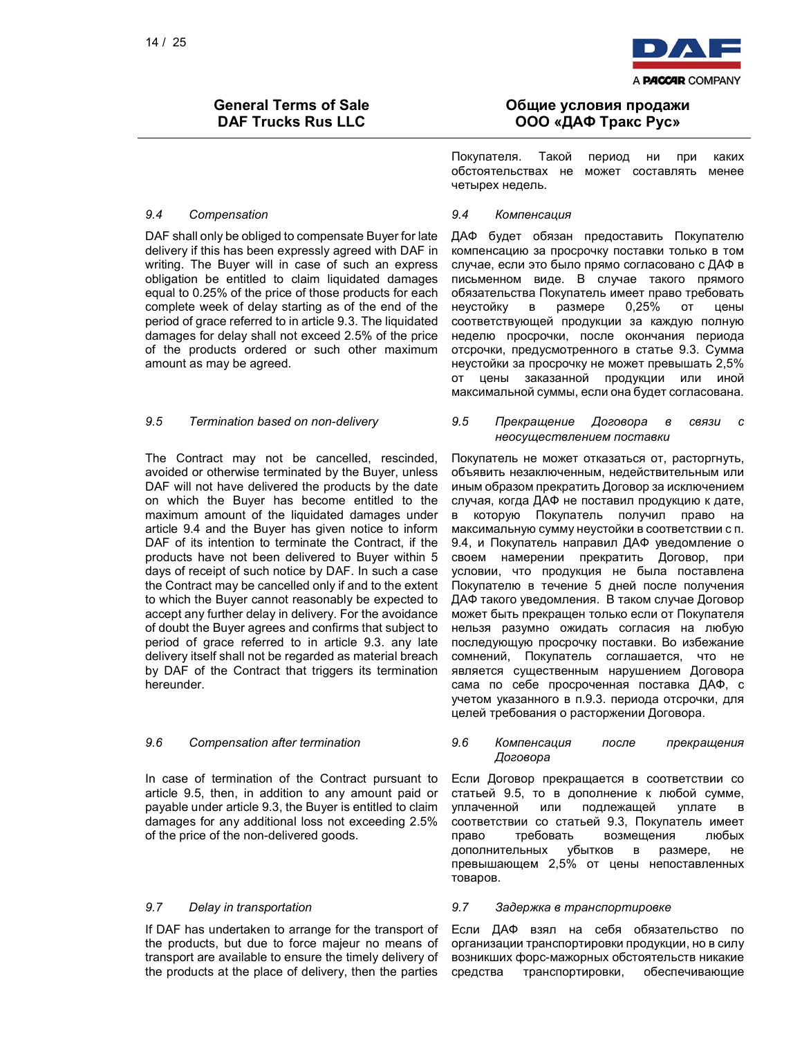Покупателя. Такой период ни при каких обстоятельствах не может составлять менее четырех недель.

*9.4 Compensation*

DAF shall only be obliged to compensate Buyer for late delivery if this has been expressly agreed with DAF in writing. The Buyer will in case of such an express obligation be entitled to claim liquidated damages equal to 0.25% of the price of those products for each complete week of delay starting as of the end of the period of grace referred to in article 9.3. The liquidated damages for delay shall not exceed 2.5% of the price of the products ordered or such other maximum amount as may be agreed.

*9.4 Компенсация*

ДАФ будет обязан предоставить Покупателю компенсацию за просрочку поставки только в том случае, если это было прямо согласовано с ДАФ в письменном виде. В случае такого прямого обязательства Покупатель имеет право требовать неустойку в размере 0,25% от цены соответствующей продукции за каждую полную неделю просрочки, после окончания периода отсрочки, предусмотренного в статье 9.3. Сумма неустойки за просрочку не может превышать 2,5% от цены заказанной продукции или иной максимальной суммы, если она будет согласована.

*9.5 Termination based on non-delivery*

The Contract may not be cancelled, rescinded, avoided or otherwise terminated by the Buyer, unless DAF will not have delivered the products by the date on which the Buyer has become entitled to the maximum amount of the liquidated damages under article 9.4 and the Buyer has given notice to inform DAF of its intention to terminate the Contract, if the products have not been delivered to Buyer within 5 days of receipt of such notice by DAF. In such a case the Contract may be cancelled only if and to the extent to which the Buyer cannot reasonably be expected to accept any further delay in delivery. For the avoidance of doubt the Buyer agrees and confirms that subject to period of grace referred to in article 9.3. any late delivery itself shall not be regarded as material breach by DAF of the Contract that triggers its termination hereunder.

*9.5 Прекращение Договора в связи с неосуществлением поставки*

Покупатель не может отказаться от, расторгнуть, объявить незаключенным, недействительным или иным образом прекратить Договор за исключением случая, когда ДАФ не поставил продукцию к дате, в которую Покупатель получил право на максимальную сумму неустойки в соответствии с п. 9.4, и Покупатель направил ДАФ уведомление о своем намерении прекратить Договор, при условии, что продукция не была поставлена Покупателю в течение 5 дней после получения ДАФ такого уведомления. В таком случае Договор может быть прекращен только если от Покупателя нельзя разумно ожидать согласия на любую последующую просрочку поставки. Во избежание сомнений, Покупатель соглашается, что не является существенным нарушением Договора сама по себе просроченная поставка ДАФ, с учетом указанного в п.9.3. периода отсрочки, для целей требования о расторжении Договора.

*9.6 Compensation after termination*

In case of termination of the Contract pursuant to article 9.5, then, in addition to any amount paid or payable under article 9.3, the Buyer is entitled to claim damages for any additional loss not exceeding 2.5% of the price of the non-delivered goods.

*9.6 Компенсация после прекращения Договора*

Если Договор прекращается в соответствии со статьей 9.5, то в дополнение к любой сумме, уплаченной или подлежащей уплате в соответствии со статьей 9.3, Покупатель имеет право требовать возмещения любых дополнительных убытков в размере, не превышающем 2,5% от цены непоставленных товаров.

*9.7 Delay in transportation*

If DAF has undertaken to arrange for the transport of the products, but due to force majeur no means of transport are available to ensure the timely delivery of the products at the place of delivery, then the parties

*9.7 Задержка в транспортировке*

Если ДАФ взял на себя обязательство по организации транспортировки продукции, но в силу возникших форс-мажорных обстоятельств никакие средства транспортировки, обеспечивающие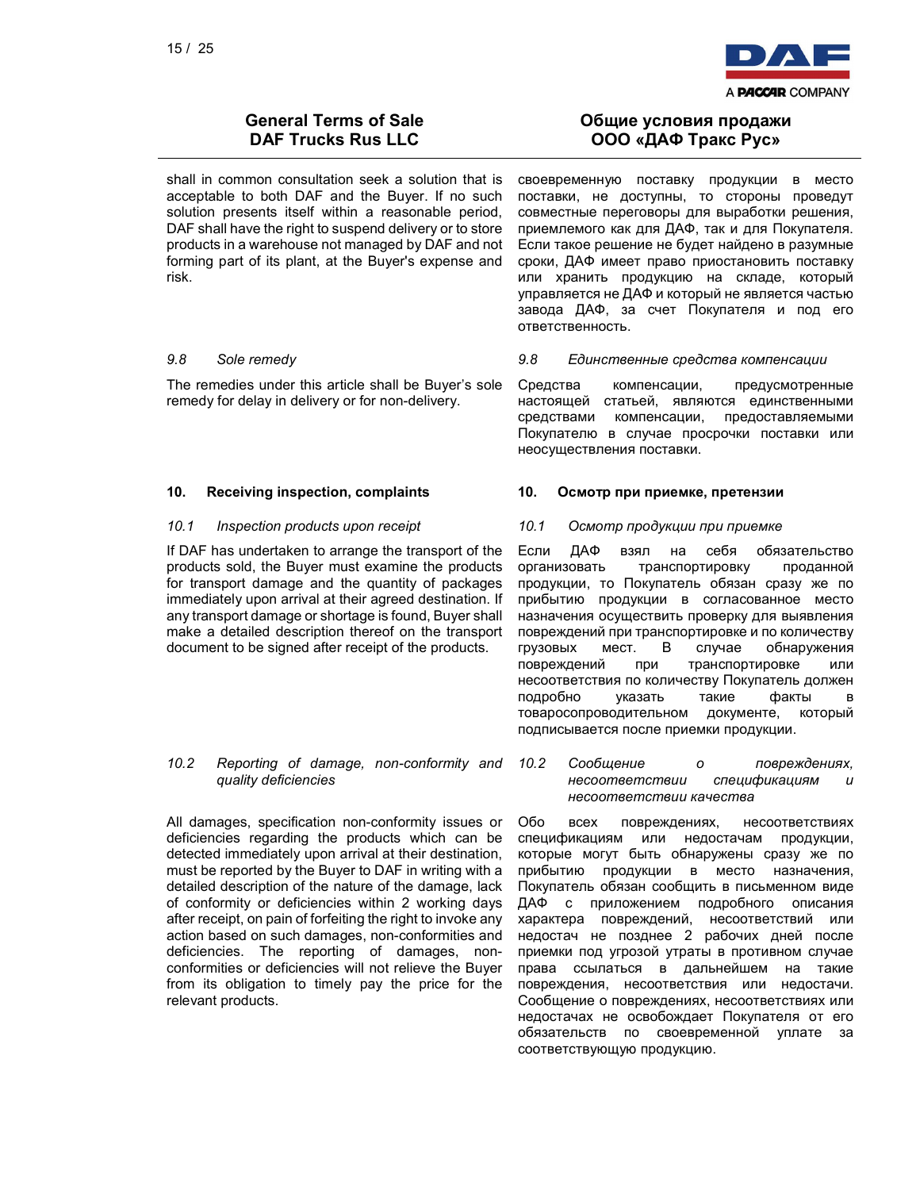shall in common consultation seek a solution that is acceptable to both DAF and the Buyer. If no such solution presents itself within a reasonable period, DAF shall have the right to suspend delivery or to store products in a warehouse not managed by DAF and not forming part of its plant, at the Buyer's expense and risk.

своевременную поставку продукции в место поставки, не доступны, то стороны проведут совместные переговоры для выработки решения, приемлемого как для ДАФ, так и для Покупателя. Если такое решение не будет найдено в разумные сроки, ДАФ имеет право приостановить поставку или хранить продукцию на складе, который управляется не ДАФ и который не является частью завода ДАФ, за счет Покупателя и под его ответственность.

*9.8 Sole remedy*

The remedies under this article shall be Buyer's sole remedy for delay in delivery or for non-delivery.

*9.8 Единственные средства компенсации*

Средства компенсации, предусмотренные настоящей статьей, являются единственными средствами компенсации, предоставляемыми Покупателю в случае просрочки поставки или неосуществления поставки.

## 10. Receiving inspection, complaints

## 10. Осмотр при приемке, претензии

*10.1 Inspection products upon receipt*

If DAF has undertaken to arrange the transport of the products sold, the Buyer must examine the products for transport damage and the quantity of packages immediately upon arrival at their agreed destination. If any transport damage or shortage is found, Buyer shall make a detailed description thereof on the transport document to be signed after receipt of the products.

*10.1 Осмотр продукции при приемке*

Если ДАФ взял на себя обязательство организовать транспортировку проданной продукции, то Покупатель обязан сразу же по прибытию продукции в согласованное место назначения осуществить проверку для выявления повреждений при транспортировке и по количеству грузовых мест. В случае обнаружения повреждений при транспортировке или несоответствия по количеству Покупатель должен подробно указать такие факты в товаросопроводительном документе, который подписывается после приемки продукции.

*10.2 Reporting of damage, non-conformity and quality deficiencies*

All damages, specification non-conformity issues or deficiencies regarding the products which can be detected immediately upon arrival at their destination, must be reported by the Buyer to DAF in writing with a detailed description of the nature of the damage, lack of conformity or deficiencies within 2 working days after receipt, on pain of forfeiting the right to invoke any action based on such damages, non-conformities and deficiencies. The reporting of damages, non-conformities or deficiencies will not relieve the Buyer from its obligation to timely pay the price for the relevant products.

*10.2 Сообщение о повреждениях, несоответствии спецификациям и несоответствии качества*

Обо всех повреждениях, несоответствиях спецификациям или недостачам продукции, которые могут быть обнаружены сразу же по прибытию продукции в место назначения, Покупатель обязан сообщить в письменном виде ДАФ с приложением подробного описания характера повреждений, несоответствий или недостач не позднее 2 рабочих дней после приемки под угрозой утраты в противном случае права ссылаться в дальнейшем на такие повреждения, несоответствия или недостачи. Сообщение о повреждениях, несоответствиях или недостачах не освобождает Покупателя от его обязательств по своевременной уплате за соответствующую продукцию.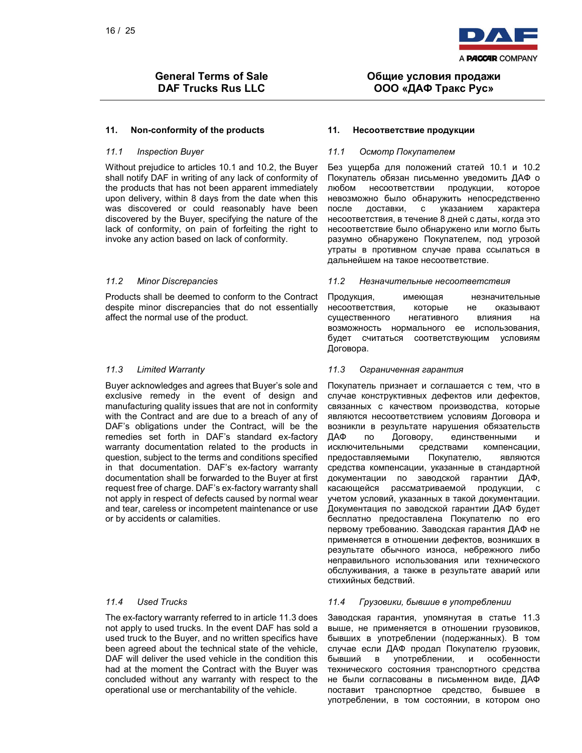**General Terms of Sale**
**DAF Trucks Rus LLC**

**Общие условия продажи**
**ООО «ДАФ Тракс Рус»**

## 11. Non-conformity of the products

### *11.1 Inspection Buyer*

Without prejudice to articles 10.1 and 10.2, the Buyer shall notify DAF in writing of any lack of conformity of the products that has not been apparent immediately upon delivery, within 8 days from the date when this was discovered or could reasonably have been discovered by the Buyer, specifying the nature of the lack of conformity, on pain of forfeiting the right to invoke any action based on lack of conformity.

### *11.2 Minor Discrepancies*

Products shall be deemed to conform to the Contract despite minor discrepancies that do not essentially affect the normal use of the product.

### *11.3 Limited Warranty*

Buyer acknowledges and agrees that Buyer's sole and exclusive remedy in the event of design and manufacturing quality issues that are not in conformity with the Contract and are due to a breach of any of DAF's obligations under the Contract, will be the remedies set forth in DAF's standard ex-factory warranty documentation related to the products in question, subject to the terms and conditions specified in that documentation. DAF's ex-factory warranty documentation shall be forwarded to the Buyer at first request free of charge. DAF's ex-factory warranty shall not apply in respect of defects caused by normal wear and tear, careless or incompetent maintenance or use or by accidents or calamities.

### *11.4 Used Trucks*

The ex-factory warranty referred to in article 11.3 does not apply to used trucks. In the event DAF has sold a used truck to the Buyer, and no written specifics have been agreed about the technical state of the vehicle, DAF will deliver the used vehicle in the condition this had at the moment the Contract with the Buyer was concluded without any warranty with respect to the operational use or merchantability of the vehicle.

## 11. Несоответствие продукции

### *11.1 Осмотр Покупателем*

Без ущерба для положений статей 10.1 и 10.2 Покупатель обязан письменно уведомить ДАФ о любом несоответствии продукции, которое невозможно было обнаружить непосредственно после доставки, с указанием характера несоответствия, в течение 8 дней с даты, когда это несоответствие было обнаружено или могло быть разумно обнаружено Покупателем, под угрозой утраты в противном случае права ссылаться в дальнейшем на такое несоответствие.

### *11.2 Незначительные несоответствия*

Продукция, имеющая незначительные несоответствия, которые не оказывают существенного негативного влияния на возможность нормального ее использования, будет считаться соответствующим условиям Договора.

### *11.3 Ограниченная гарантия*

Покупатель признает и соглашается с тем, что в случае конструктивных дефектов или дефектов, связанных с качеством производства, которые являются несоответствием условиям Договора и возникли в результате нарушения обязательств ДАФ по Договору, единственными и исключительными средствами компенсации, предоставляемыми Покупателю, являются средства компенсации, указанные в стандартной документации по заводской гарантии ДАФ, касающейся рассматриваемой продукции, с учетом условий, указанных в такой документации. Документация по заводской гарантии ДАФ будет бесплатно предоставлена Покупателю по его первому требованию. Заводская гарантия ДАФ не применяется в отношении дефектов, возникших в результате обычного износа, небрежного либо неправильного использования или технического обслуживания, а также в результате аварий или стихийных бедствий.

### *11.4 Грузовики, бывшие в употреблении*

Заводская гарантия, упомянутая в статье 11.3 выше, не применяется в отношении грузовиков, бывших в употреблении (подержанных). В том случае если ДАФ продал Покупателю грузовик, бывший в употреблении, и особенности технического состояния транспортного средства не были согласованы в письменном виде, ДАФ поставит транспортное средство, бывшее в употреблении, в том состоянии, в котором оно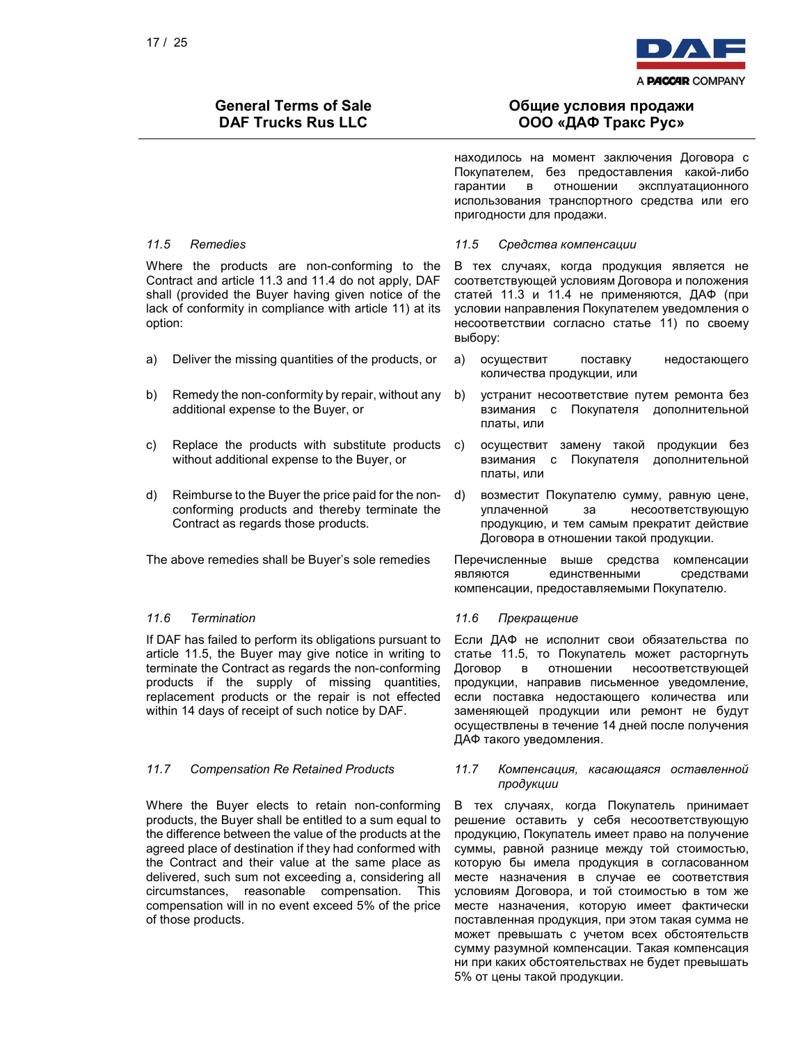## General Terms of Sale DAF Trucks Rus LLC

## Общие условия продажи ООО «ДАФ Тракс Рус»

находилось на момент заключения Договора с Покупателем, без предоставления какой-либо гарантии в отношении эксплуатационного использования транспортного средства или его пригодности для продажи.

*11.5 Remedies*

Where the products are non-conforming to the Contract and article 11.3 and 11.4 do not apply, DAF shall (provided the Buyer having given notice of the lack of conformity in compliance with article 11) at its option:

a) Deliver the missing quantities of the products, or

b) Remedy the non-conformity by repair, without any additional expense to the Buyer, or

c) Replace the products with substitute products without additional expense to the Buyer, or

d) Reimburse to the Buyer the price paid for the non-conforming products and thereby terminate the Contract as regards those products.

The above remedies shall be Buyer's sole remedies

*11.5 Средства компенсации*

В тех случаях, когда продукция является не соответствующей условиям Договора и положения статей 11.3 и 11.4 не применяются, ДАФ (при условии направления Покупателем уведомления о несоответствии согласно статье 11) по своему выбору:

a) осуществит поставку недостающего количества продукции, или

b) устранит несоответствие путем ремонта без взимания с Покупателя дополнительной платы, или

c) осуществит замену такой продукции без взимания с Покупателя дополнительной платы, или

d) возместит Покупателю сумму, равную цене, уплаченной за несоответствующую продукцию, и тем самым прекратит действие Договора в отношении такой продукции.

Перечисленные выше средства компенсации являются единственными средствами компенсации, предоставляемыми Покупателю.

*11.6 Termination*

If DAF has failed to perform its obligations pursuant to article 11.5, the Buyer may give notice in writing to terminate the Contract as regards the non-conforming products if the supply of missing quantities, replacement products or the repair is not effected within 14 days of receipt of such notice by DAF.

*11.6 Прекращение*

Если ДАФ не исполнит свои обязательства по статье 11.5, то Покупатель может расторгнуть Договор в отношении несоответствующей продукции, направив письменное уведомление, если поставка недостающего количества или заменяющей продукции или ремонт не будут осуществлены в течение 14 дней после получения ДАФ такого уведомления.

*11.7 Compensation Re Retained Products*

Where the Buyer elects to retain non-conforming products, the Buyer shall be entitled to a sum equal to the difference between the value of the products at the agreed place of destination if they had conformed with the Contract and their value at the same place as delivered, such sum not exceeding a, considering all circumstances, reasonable compensation. This compensation will in no event exceed 5% of the price of those products.

*11.7 Компенсация, касающаяся оставленной продукции*

В тех случаях, когда Покупатель принимает решение оставить у себя несоответствующую продукцию, Покупатель имеет право на получение суммы, равной разнице между той стоимостью, которую бы имела продукция в согласованном месте назначения в случае ее соответствия условиям Договора, и той стоимостью в том же месте назначения, которую имеет фактически поставленная продукция, при этом такая сумма не может превышать с учетом всех обстоятельств сумму разумной компенсации. Такая компенсация ни при каких обстоятельствах не будет превышать 5% от цены такой продукции.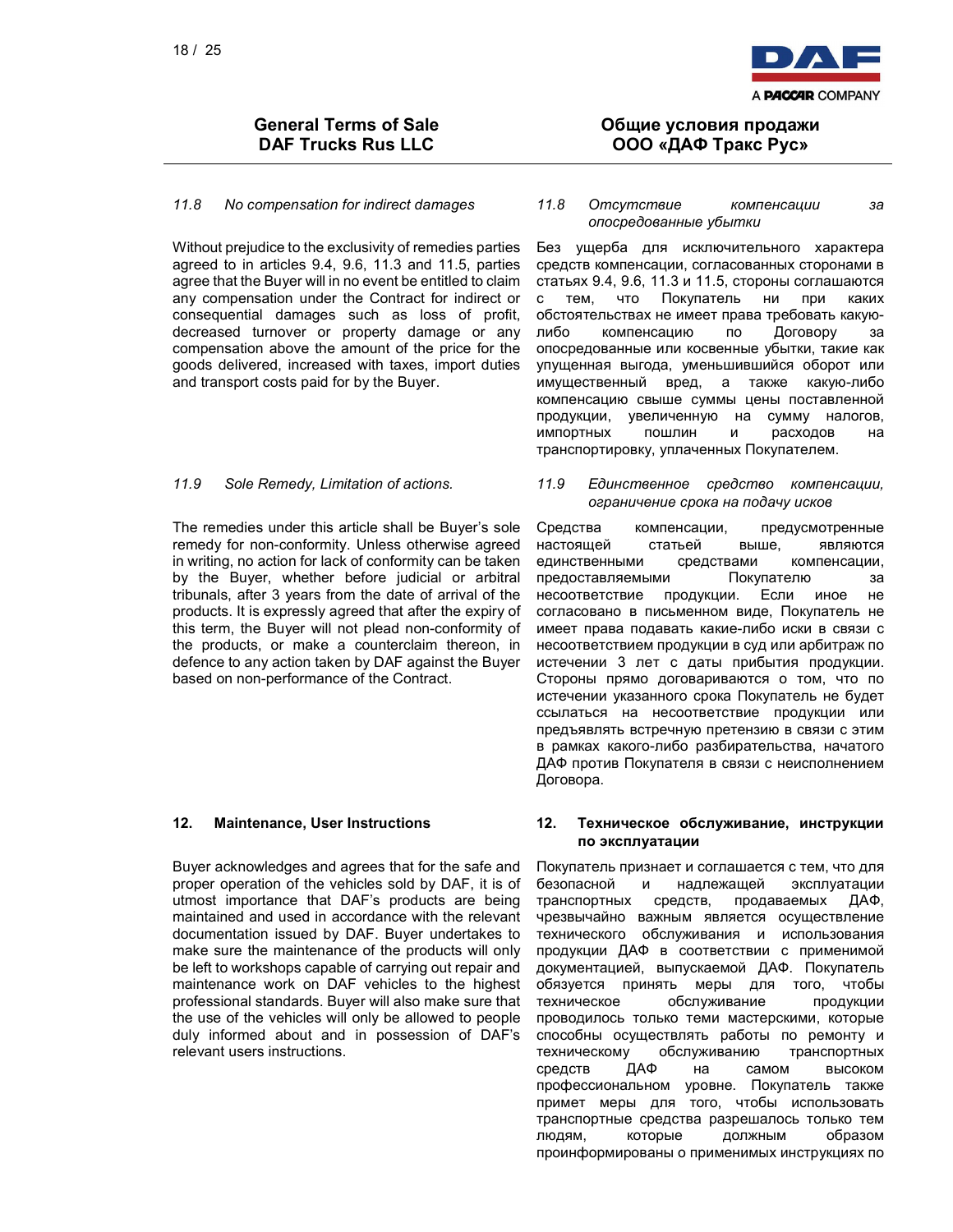## General Terms of Sale DAF Trucks Rus LLC

## Общие условия продажи ООО «ДАФ Тракс Рус»

*11.8 No compensation for indirect damages*

Without prejudice to the exclusivity of remedies parties agreed to in articles 9.4, 9.6, 11.3 and 11.5, parties agree that the Buyer will in no event be entitled to claim any compensation under the Contract for indirect or consequential damages such as loss of profit, decreased turnover or property damage or any compensation above the amount of the price for the goods delivered, increased with taxes, import duties and transport costs paid for by the Buyer.

*11.8 Отсутствие компенсации за опосредованные убытки*

Без ущерба для исключительного характера средств компенсации, согласованных сторонами в статьях 9.4, 9.6, 11.3 и 11.5, стороны соглашаются с тем, что Покупатель ни при каких обстоятельствах не имеет права требовать какую-либо компенсацию по Договору за опосредованные или косвенные убытки, такие как упущенная выгода, уменьшившийся оборот или имущественный вред, а также какую-либо компенсацию свыше суммы цены поставленной продукции, увеличенную на сумму налогов, импортных пошлин и расходов на транспортировку, уплаченных Покупателем.

*11.9 Sole Remedy, Limitation of actions.*

The remedies under this article shall be Buyer's sole remedy for non-conformity. Unless otherwise agreed in writing, no action for lack of conformity can be taken by the Buyer, whether before judicial or arbitral tribunals, after 3 years from the date of arrival of the products. It is expressly agreed that after the expiry of this term, the Buyer will not plead non-conformity of the products, or make a counterclaim thereon, in defence to any action taken by DAF against the Buyer based on non-performance of the Contract.

*11.9 Единственное средство компенсации, ограничение срока на подачу исков*

Средства компенсации, предусмотренные настоящей статьей выше, являются единственными средствами компенсации, предоставляемыми Покупателю за несоответствие продукции. Если иное не согласовано в письменном виде, Покупатель не имеет права подавать какие-либо иски в связи с несоответствием продукции в суд или арбитраж по истечении 3 лет с даты прибытия продукции. Стороны прямо договариваются о том, что по истечении указанного срока Покупатель не будет ссылаться на несоответствие продукции или предъявлять встречную претензию в связи с этим в рамках какого-либо разбирательства, начатого ДАФ против Покупателя в связи с неисполнением Договора.

**12. Maintenance, User Instructions**

Buyer acknowledges and agrees that for the safe and proper operation of the vehicles sold by DAF, it is of utmost importance that DAF's products are being maintained and used in accordance with the relevant documentation issued by DAF. Buyer undertakes to make sure the maintenance of the products will only be left to workshops capable of carrying out repair and maintenance work on DAF vehicles to the highest professional standards. Buyer will also make sure that the use of the vehicles will only be allowed to people duly informed about and in possession of DAF's relevant users instructions.

**12. Техническое обслуживание, инструкции по эксплуатации**

Покупатель признает и соглашается с тем, что для безопасной и надлежащей эксплуатации транспортных средств, продаваемых ДАФ, чрезвычайно важным является осуществление технического обслуживания и использования продукции ДАФ в соответствии с применимой документацией, выпускаемой ДАФ. Покупатель обязуется принять меры для того, чтобы техническое обслуживание продукции проводилось только теми мастерскими, которые способны осуществлять работы по ремонту и техническому обслуживанию транспортных средств ДАФ на самом высоком профессиональном уровне. Покупатель также примет меры для того, чтобы использовать транспортные средства разрешалось только тем людям, которые должным образом проинформированы о применимых инструкциях по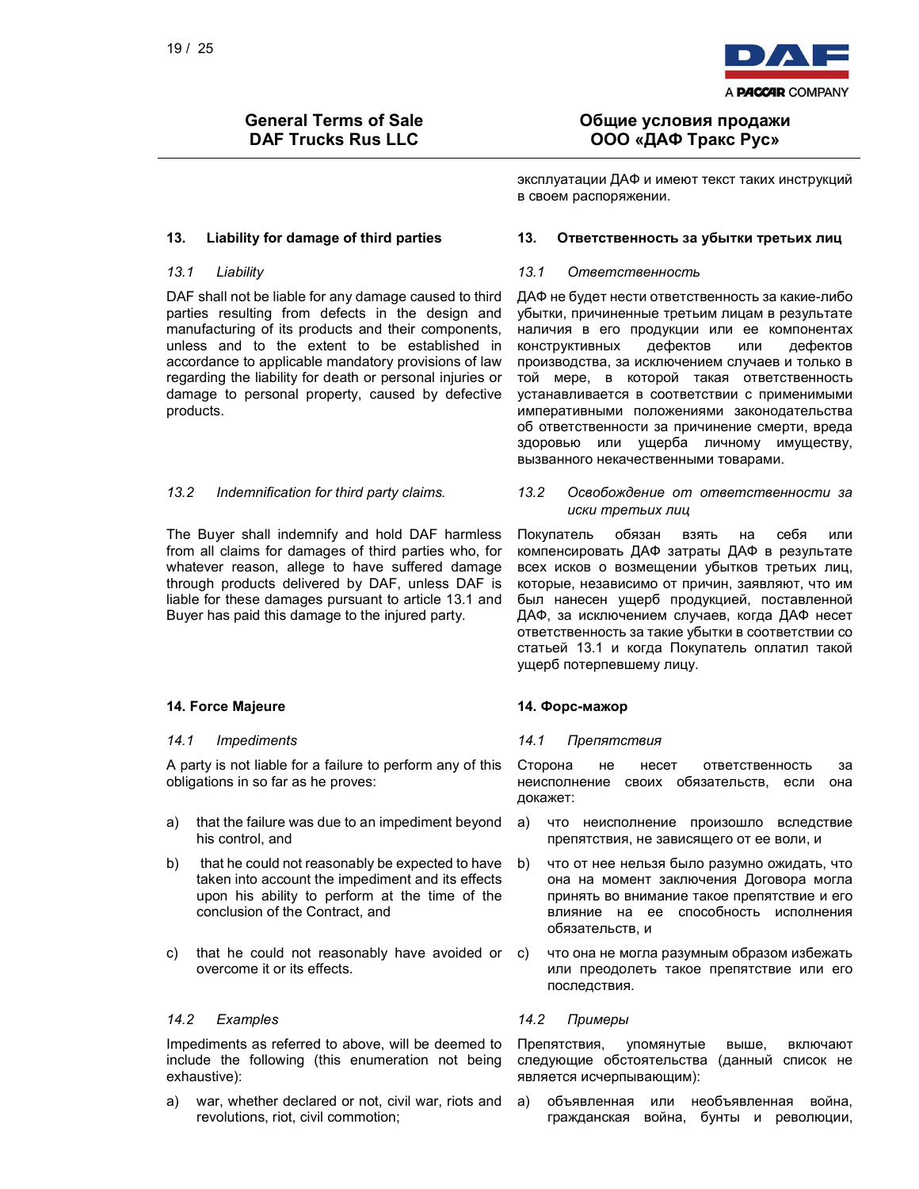эксплуатации ДАФ и имеют текст таких инструкций в своем распоряжении.

## 13. Liability for damage of third parties

### 13.1 *Liability*

DAF shall not be liable for any damage caused to third parties resulting from defects in the design and manufacturing of its products and their components, unless and to the extent to be established in accordance to applicable mandatory provisions of law regarding the liability for death or personal injuries or damage to personal property, caused by defective products.

### 13.2 *Indemnification for third party claims.*

The Buyer shall indemnify and hold DAF harmless from all claims for damages of third parties who, for whatever reason, allege to have suffered damage through products delivered by DAF, unless DAF is liable for these damages pursuant to article 13.1 and Buyer has paid this damage to the injured party.

## 13. Ответственность за убытки третьих лиц

### 13.1 *Ответственность*

ДАФ не будет нести ответственность за какие-либо убытки, причиненные третьим лицам в результате наличия в его продукции или ее компонентах конструктивных дефектов или дефектов производства, за исключением случаев и только в той мере, в которой такая ответственность устанавливается в соответствии с применимыми императивными положениями законодательства об ответственности за причинение смерти, вреда здоровью или ущерба личному имуществу, вызванного некачественными товарами.

### 13.2 *Освобождение от ответственности за иски третьих лиц*

Покупатель обязан взять на себя или компенсировать ДАФ затраты ДАФ в результате всех исков о возмещении убытков третьих лиц, которые, независимо от причин, заявляют, что им был нанесен ущерб продукцией, поставленной ДАФ, за исключением случаев, когда ДАФ несет ответственность за такие убытки в соответствии со статьей 13.1 и когда Покупатель оплатил такой ущерб потерпевшему лицу.

## 14. Force Majeure

### 14.1 *Impediments*

A party is not liable for a failure to perform any of this obligations in so far as he proves:

a) that the failure was due to an impediment beyond his control, and

b) that he could not reasonably be expected to have taken into account the impediment and its effects upon his ability to perform at the time of the conclusion of the Contract, and

c) that he could not reasonably have avoided or overcome it or its effects.

### 14.2 *Examples*

Impediments as referred to above, will be deemed to include the following (this enumeration not being exhaustive):

a) war, whether declared or not, civil war, riots and revolutions, riot, civil commotion;

## 14. Форс-мажор

### 14.1 *Препятствия*

Сторона не несет ответственность за неисполнение своих обязательств, если она докажет:

a) что неисполнение произошло вследствие препятствия, не зависящего от ее воли, и

b) что от нее нельзя было разумно ожидать, что она на момент заключения Договора могла принять во внимание такое препятствие и его влияние на ее способность исполнения обязательств, и

c) что она не могла разумным образом избежать или преодолеть такое препятствие или его последствия.

### 14.2 *Примеры*

Препятствия, упомянутые выше, включают следующие обстоятельства (данный список не является исчерпывающим):

a) объявленная или необъявленная война, гражданская война, бунты и революции,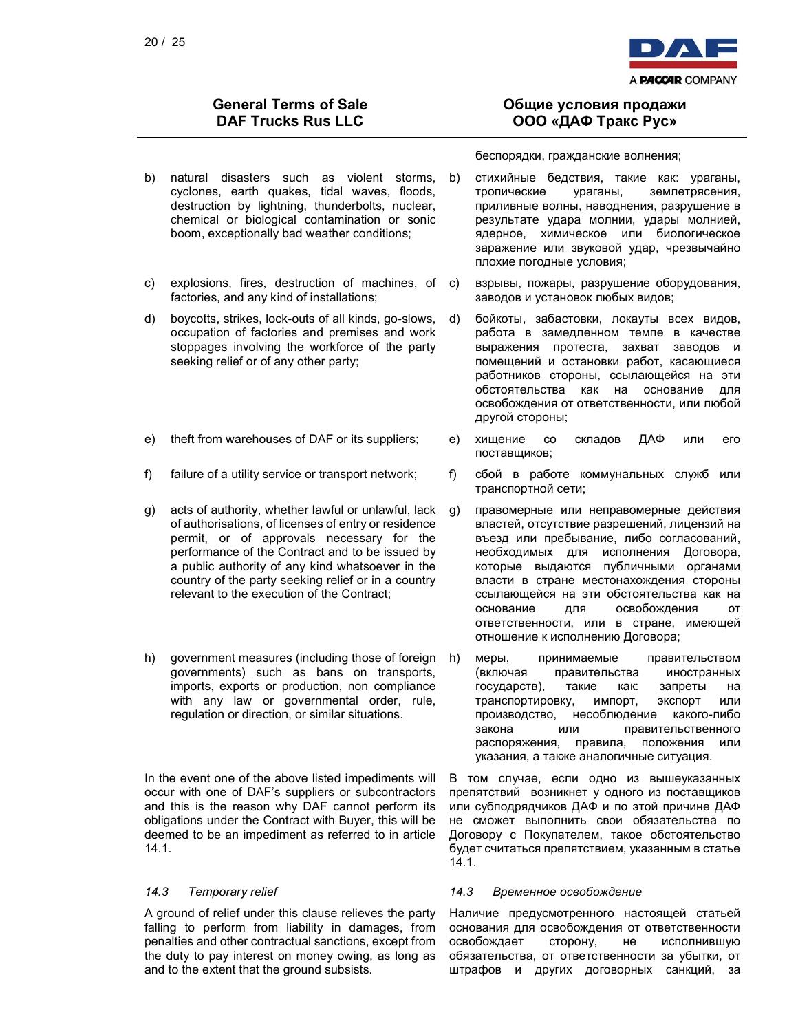беспорядки, гражданские волнения;

b) natural disasters such as violent storms, cyclones, earth quakes, tidal waves, floods, destruction by lightning, thunderbolts, nuclear, chemical or biological contamination or sonic boom, exceptionally bad weather conditions;

b) стихийные бедствия, такие как: ураганы, тропические ураганы, землетрясения, приливные волны, наводнения, разрушение в результате удара молнии, удары молнией, ядерное, химическое или биологическое заражение или звуковой удар, чрезвычайно плохие погодные условия;

c) explosions, fires, destruction of machines, of factories, and any kind of installations;

c) взрывы, пожары, разрушение оборудования, заводов и установок любых видов;

d) boycotts, strikes, lock-outs of all kinds, go-slows, occupation of factories and premises and work stoppages involving the workforce of the party seeking relief or of any other party;

d) бойкоты, забастовки, локауты всех видов, работа в замедленном темпе в качестве выражения протеста, захват заводов и помещений и остановки работ, касающиеся работников стороны, ссылающейся на эти обстоятельства как на основание для освобождения от ответственности, или любой другой стороны;

e) theft from warehouses of DAF or its suppliers;

e) хищение со складов ДАФ или его поставщиков;

f) failure of a utility service or transport network;

f) сбой в работе коммунальных служб или транспортной сети;

g) acts of authority, whether lawful or unlawful, lack of authorisations, of licenses of entry or residence permit, or of approvals necessary for the performance of the Contract and to be issued by a public authority of any kind whatsoever in the country of the party seeking relief or in a country relevant to the execution of the Contract;

g) правомерные или неправомерные действия властей, отсутствие разрешений, лицензий на въезд или пребывание, либо согласований, необходимых для исполнения Договора, которые выдаются публичными органами власти в стране местонахождения стороны ссылающейся на эти обстоятельства как на основание для освобождения от ответственности, или в стране, имеющей отношение к исполнению Договора;

h) government measures (including those of foreign governments) such as bans on transports, imports, exports or production, non compliance with any law or governmental order, rule, regulation or direction, or similar situations.

h) меры, принимаемые правительством (включая правительства иностранных государств), такие как: запреты на транспортировку, импорт, экспорт или производство, несоблюдение какого-либо закона или правительственного распоряжения, правила, положения или указания, а также аналогичные ситуация.

In the event one of the above listed impediments will occur with one of DAF's suppliers or subcontractors and this is the reason why DAF cannot perform its obligations under the Contract with Buyer, this will be deemed to be an impediment as referred to in article 14.1.

В том случае, если одно из вышеуказанных препятствий возникнет у одного из поставщиков или субподрядчиков ДАФ и по этой причине ДАФ не сможет выполнить свои обязательства по Договору с Покупателем, такое обстоятельство будет считаться препятствием, указанным в статье 14.1.

*14.3 Temporary relief*

*14.3 Временное освобождение*

A ground of relief under this clause relieves the party failing to perform from liability in damages, from penalties and other contractual sanctions, except from the duty to pay interest on money owing, as long as and to the extent that the ground subsists.

Наличие предусмотренного настоящей статьей основания для освобождения от ответственности освобождает сторону, не исполнившую обязательства, от ответственности за убытки, от штрафов и других договорных санкций, за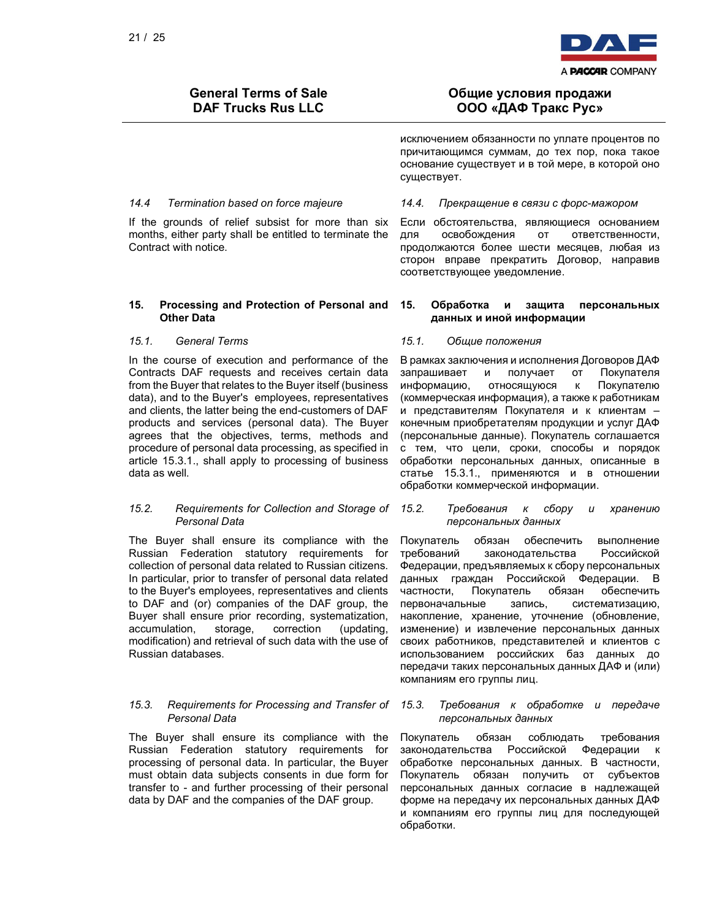исключением обязанности по уплате процентов по причитающимся суммам, до тех пор, пока такое основание существует и в той мере, в которой оно существует.

*14.4 Termination based on force majeure*

If the grounds of relief subsist for more than six months, either party shall be entitled to terminate the Contract with notice.

*14.4. Прекращение в связи с форс-мажором*

Если обстоятельства, являющиеся основанием для освобождения от ответственности, продолжаются более шести месяцев, любая из сторон вправе прекратить Договор, направив соответствующее уведомление.

## 15. Processing and Protection of Personal and Other Data

## 15. Обработка и защита персональных данных и иной информации

*15.1. General Terms*

In the course of execution and performance of the Contracts DAF requests and receives certain data from the Buyer that relates to the Buyer itself (business data), and to the Buyer's employees, representatives and clients, the latter being the end-customers of DAF products and services (personal data). The Buyer agrees that the objectives, terms, methods and procedure of personal data processing, as specified in article 15.3.1., shall apply to processing of business data as well.

*15.1. Общие положения*

В рамках заключения и исполнения Договоров ДАФ запрашивает и получает от Покупателя информацию, относящуюся к Покупателю (коммерческая информация), а также к работникам и представителям Покупателя и к клиентам – конечным приобретателям продукции и услуг ДАФ (персональные данные). Покупатель соглашается с тем, что цели, сроки, способы и порядок обработки персональных данных, описанные в статье 15.3.1., применяются и в отношении обработки коммерческой информации.

*15.2. Requirements for Collection and Storage of Personal Data*

The Buyer shall ensure its compliance with the Russian Federation statutory requirements for collection of personal data related to Russian citizens. In particular, prior to transfer of personal data related to the Buyer's employees, representatives and clients to DAF and (or) companies of the DAF group, the Buyer shall ensure prior recording, systematization, accumulation, storage, correction (updating, modification) and retrieval of such data with the use of Russian databases.

*15.2. Требования к сбору и хранению персональных данных*

Покупатель обязан обеспечить выполнение требований законодательства Российской Федерации, предъявляемых к сбору персональных данных граждан Российской Федерации. В частности, Покупатель обязан обеспечить первоначальные запись, систематизацию, накопление, хранение, уточнение (обновление, изменение) и извлечение персональных данных своих работников, представителей и клиентов с использованием российских баз данных до передачи таких персональных данных ДАФ и (или) компаниям его группы лиц.

*15.3. Requirements for Processing and Transfer of Personal Data*

The Buyer shall ensure its compliance with the Russian Federation statutory requirements for processing of personal data. In particular, the Buyer must obtain data subjects consents in due form for transfer to - and further processing of their personal data by DAF and the companies of the DAF group.

*15.3. Требования к обработке и передаче персональных данных*

Покупатель обязан соблюдать требования законодательства Российской Федерации к обработке персональных данных. В частности, Покупатель обязан получить от субъектов персональных данных согласие в надлежащей форме на передачу их персональных данных ДАФ и компаниям его группы лиц для последующей обработки.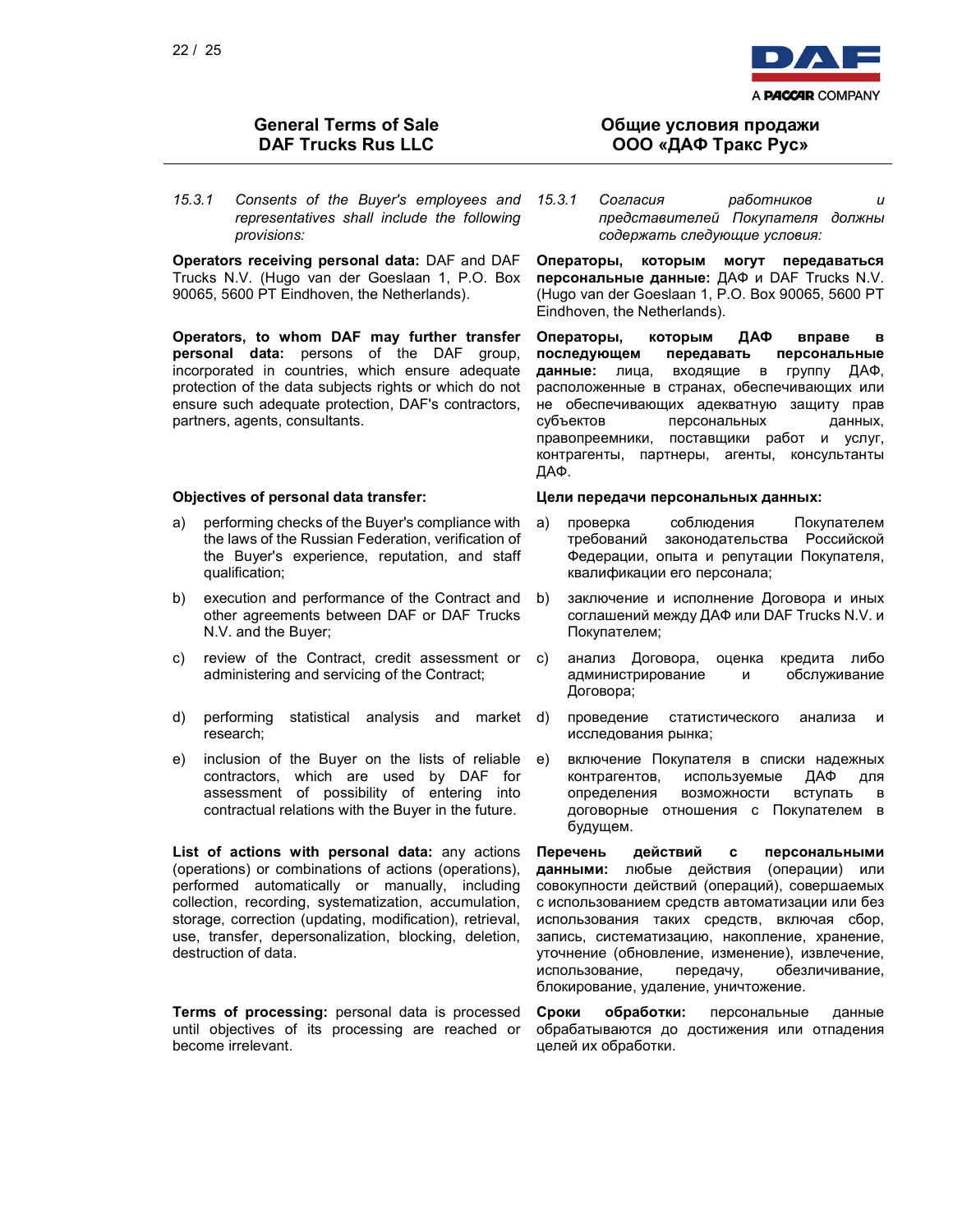## General Terms of Sale DAF Trucks Rus LLC

*15.3.1 Consents of the Buyer's employees and representatives shall include the following provisions:*

**Operators receiving personal data:** DAF and DAF Trucks N.V. (Hugo van der Goeslaan 1, P.O. Box 90065, 5600 PT Eindhoven, the Netherlands).

**Operators, to whom DAF may further transfer personal data:** persons of the DAF group, incorporated in countries, which ensure adequate protection of the data subjects rights or which do not ensure such adequate protection, DAF's contractors, partners, agents, consultants.

**Objectives of personal data transfer:**

a) performing checks of the Buyer's compliance with the laws of the Russian Federation, verification of the Buyer's experience, reputation, and staff qualification;

b) execution and performance of the Contract and other agreements between DAF or DAF Trucks N.V. and the Buyer;

c) review of the Contract, credit assessment or administering and servicing of the Contract;

d) performing statistical analysis and market research;

e) inclusion of the Buyer on the lists of reliable contractors, which are used by DAF for assessment of possibility of entering into contractual relations with the Buyer in the future.

**List of actions with personal data:** any actions (operations) or combinations of actions (operations), performed automatically or manually, including collection, recording, systematization, accumulation, storage, correction (updating, modification), retrieval, use, transfer, depersonalization, blocking, deletion, destruction of data.

**Terms of processing:** personal data is processed until objectives of its processing are reached or become irrelevant.

## Общие условия продажи ООО «ДАФ Тракс Рус»

*15.3.1 Согласия работников и представителей Покупателя должны содержать следующие условия:*

**Операторы, которым могут передаваться персональные данные:** ДАФ и DAF Trucks N.V. (Hugo van der Goeslaan 1, P.O. Box 90065, 5600 PT Eindhoven, the Netherlands).

**Операторы, которым ДАФ вправе в последующем передавать персональные данные:** лица, входящие в группу ДАФ, расположенные в странах, обеспечивающих или не обеспечивающих адекватную защиту прав субъектов персональных данных, правопреемники, поставщики работ и услуг, контрагенты, партнеры, агенты, консультанты ДАФ.

**Цели передачи персональных данных:**

a) проверка соблюдения Покупателем требований законодательства Российской Федерации, опыта и репутации Покупателя, квалификации его персонала;

b) заключение и исполнение Договора и иных соглашений между ДАФ или DAF Trucks N.V. и Покупателем;

c) анализ Договора, оценка кредита либо администрирование и обслуживание Договора;

d) проведение статистического анализа и исследования рынка;

e) включение Покупателя в списки надежных контрагентов, используемые ДАФ для определения возможности вступать в договорные отношения с Покупателем в будущем.

**Перечень действий с персональными данными:** любые действия (операции) или совокупности действий (операций), совершаемых с использованием средств автоматизации или без использования таких средств, включая сбор, запись, систематизацию, накопление, хранение, уточнение (обновление, изменение), извлечение, использование, передачу, обезличивание, блокирование, удаление, уничтожение.

**Сроки обработки:** персональные данные обрабатываются до достижения или отпадения целей их обработки.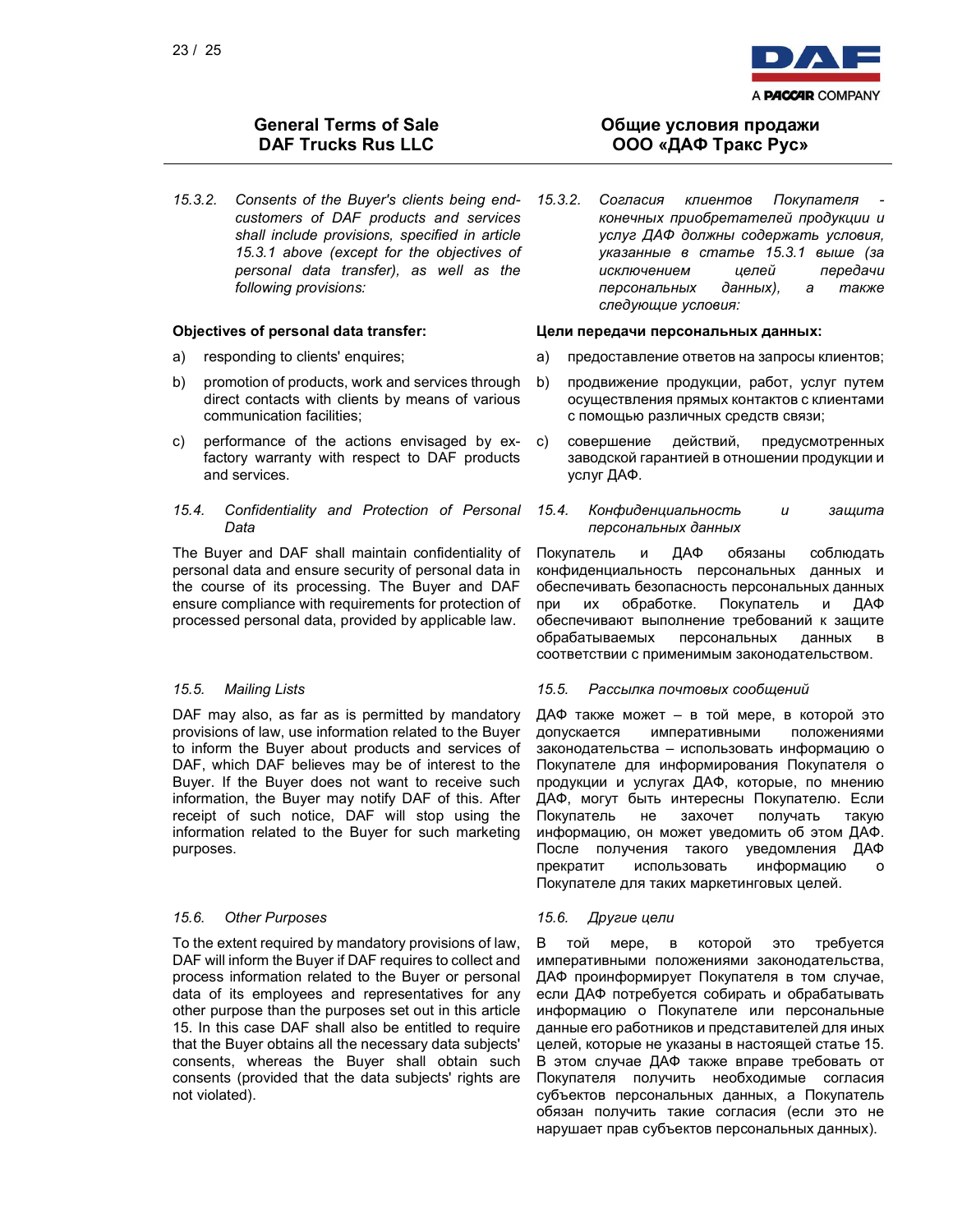## General Terms of Sale DAF Trucks Rus LLC

## Общие условия продажи ООО «ДАФ Тракс Рус»

*15.3.2. Consents of the Buyer's clients being end-customers of DAF products and services shall include provisions, specified in article 15.3.1 above (except for the objectives of personal data transfer), as well as the following provisions:*

**Objectives of personal data transfer:**

a) responding to clients' enquires;

b) promotion of products, work and services through direct contacts with clients by means of various communication facilities;

c) performance of the actions envisaged by ex-factory warranty with respect to DAF products and services.

*15.4. Confidentiality and Protection of Personal Data*

The Buyer and DAF shall maintain confidentiality of personal data and ensure security of personal data in the course of its processing. The Buyer and DAF ensure compliance with requirements for protection of processed personal data, provided by applicable law.

*15.5. Mailing Lists*

DAF may also, as far as is permitted by mandatory provisions of law, use information related to the Buyer to inform the Buyer about products and services of DAF, which DAF believes may be of interest to the Buyer. If the Buyer does not want to receive such information, the Buyer may notify DAF of this. After receipt of such notice, DAF will stop using the information related to the Buyer for such marketing purposes.

*15.6. Other Purposes*

To the extent required by mandatory provisions of law, DAF will inform the Buyer if DAF requires to collect and process information related to the Buyer or personal data of its employees and representatives for any other purpose than the purposes set out in this article 15. In this case DAF shall also be entitled to require that the Buyer obtains all the necessary data subjects' consents, whereas the Buyer shall obtain such consents (provided that the data subjects' rights are not violated).

*15.3.2. Согласия клиентов Покупателя - конечных приобретателей продукции и услуг ДАФ должны содержать условия, указанные в статье 15.3.1 выше (за исключением целей передачи персональных данных), а также следующие условия:*

**Цели передачи персональных данных:**

a) предоставление ответов на запросы клиентов;

b) продвижение продукции, работ, услуг путем осуществления прямых контактов с клиентами с помощью различных средств связи;

c) совершение действий, предусмотренных заводской гарантией в отношении продукции и услуг ДАФ.

*15.4. Конфиденциальность и защита персональных данных*

Покупатель и ДАФ обязаны соблюдать конфиденциальность персональных данных и обеспечивать безопасность персональных данных при их обработке. Покупатель и ДАФ обеспечивают выполнение требований к защите обрабатываемых персональных данных в соответствии с применимым законодательством.

*15.5. Рассылка почтовых сообщений*

ДАФ также может – в той мере, в которой это допускается императивными положениями законодательства – использовать информацию о Покупателе для информирования Покупателя о продукции и услугах ДАФ, которые, по мнению ДАФ, могут быть интересны Покупателю. Если Покупатель не захочет получать такую информацию, он может уведомить об этом ДАФ. После получения такого уведомления ДАФ прекратит использовать информацию о Покупателе для таких маркетинговых целей.

*15.6. Другие цели*

В той мере, в которой это требуется императивными положениями законодательства, ДАФ проинформирует Покупателя в том случае, если ДАФ потребуется собирать и обрабатывать информацию о Покупателе или персональные данные его работников и представителей для иных целей, которые не указаны в настоящей статье 15. В этом случае ДАФ также вправе требовать от Покупателя получить необходимые согласия субъектов персональных данных, а Покупатель обязан получить такие согласия (если это не нарушает прав субъектов персональных данных).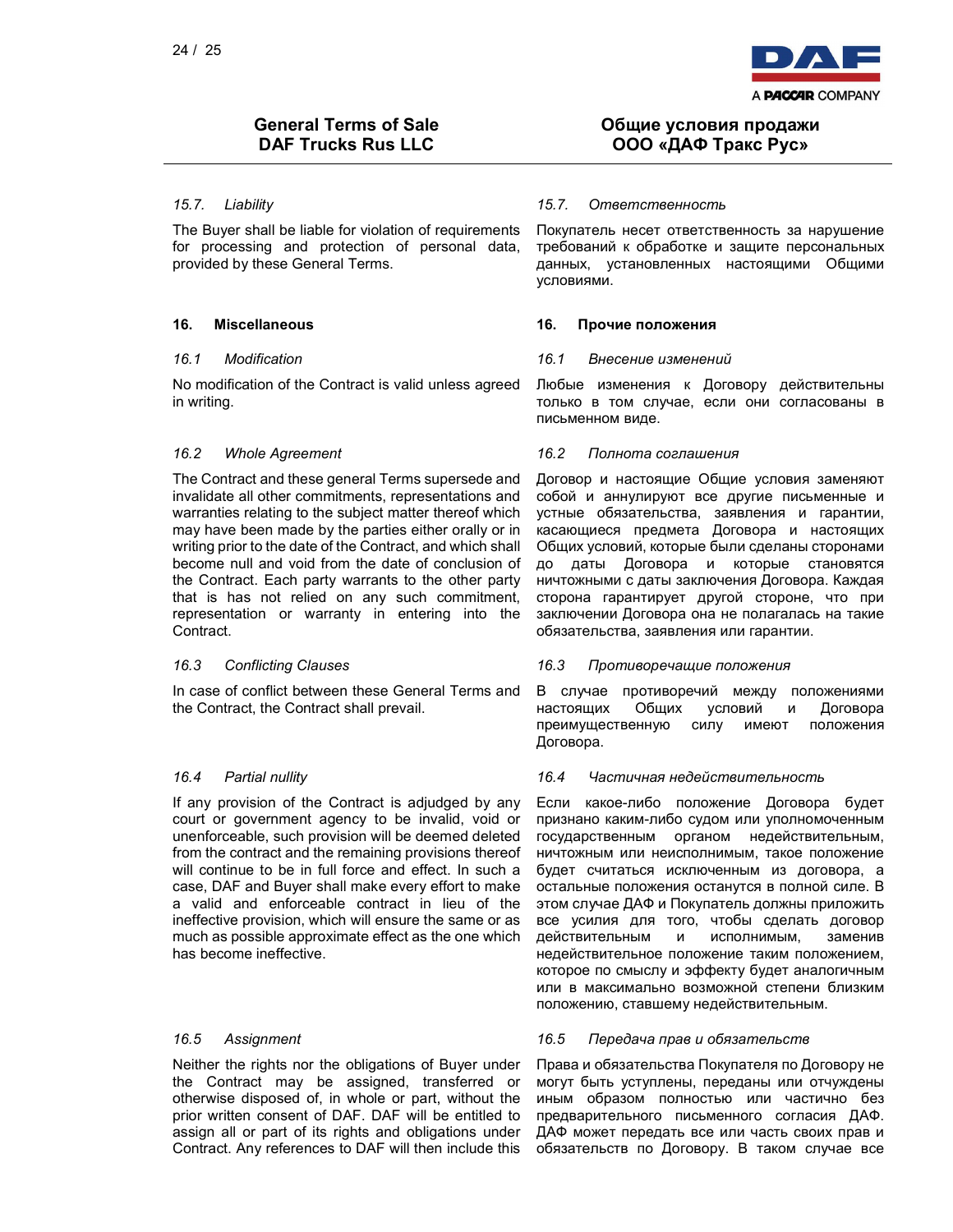# General Terms of Sale DAF Trucks Rus LLC

# Общие условия продажи ООО «ДАФ Тракс Рус»

*15.7. Liability*

The Buyer shall be liable for violation of requirements for processing and protection of personal data, provided by these General Terms.

*15.7. Ответственность*

Покупатель несет ответственность за нарушение требований к обработке и защите персональных данных, установленных настоящими Общими условиями.

## 16. Miscellaneous

## 16. Прочие положения

*16.1 Modification*

No modification of the Contract is valid unless agreed in writing.

*16.1 Внесение изменений*

Любые изменения к Договору действительны только в том случае, если они согласованы в письменном виде.

*16.2 Whole Agreement*

The Contract and these general Terms supersede and invalidate all other commitments, representations and warranties relating to the subject matter thereof which may have been made by the parties either orally or in writing prior to the date of the Contract, and which shall become null and void from the date of conclusion of the Contract. Each party warrants to the other party that is has not relied on any such commitment, representation or warranty in entering into the Contract.

*16.2 Полнота соглашения*

Договор и настоящие Общие условия заменяют собой и аннулируют все другие письменные и устные обязательства, заявления и гарантии, касающиеся предмета Договора и настоящих Общих условий, которые были сделаны сторонами до даты Договора и которые становятся ничтожными с даты заключения Договора. Каждая сторона гарантирует другой стороне, что при заключении Договора она не полагалась на такие обязательства, заявления или гарантии.

*16.3 Conflicting Clauses*

In case of conflict between these General Terms and the Contract, the Contract shall prevail.

*16.3 Противоречащие положения*

В случае противоречий между положениями настоящих Общих условий и Договора преимущественную силу имеют положения Договора.

*16.4 Partial nullity*

If any provision of the Contract is adjudged by any court or government agency to be invalid, void or unenforceable, such provision will be deemed deleted from the contract and the remaining provisions thereof will continue to be in full force and effect. In such a case, DAF and Buyer shall make every effort to make a valid and enforceable contract in lieu of the ineffective provision, which will ensure the same or as much as possible approximate effect as the one which has become ineffective.

*16.4 Частичная недействительность*

Если какое-либо положение Договора будет признано каким-либо судом или уполномоченным государственным органом недействительным, ничтожным или неисполнимым, такое положение будет считаться исключенным из договора, а остальные положения останутся в полной силе. В этом случае ДАФ и Покупатель должны приложить все усилия для того, чтобы сделать договор действительным и исполнимым, заменив недействительное положение таким положением, которое по смыслу и эффекту будет аналогичным или в максимально возможной степени близким положению, ставшему недействительным.

*16.5 Assignment*

Neither the rights nor the obligations of Buyer under the Contract may be assigned, transferred or otherwise disposed of, in whole or part, without the prior written consent of DAF. DAF will be entitled to assign all or part of its rights and obligations under Contract. Any references to DAF will then include this

*16.5 Передача прав и обязательств*

Права и обязательства Покупателя по Договору не могут быть уступлены, переданы или отчуждены иным образом полностью или частично без предварительного письменного согласия ДАФ. ДАФ может передать все или часть своих прав и обязательств по Договору. В таком случае все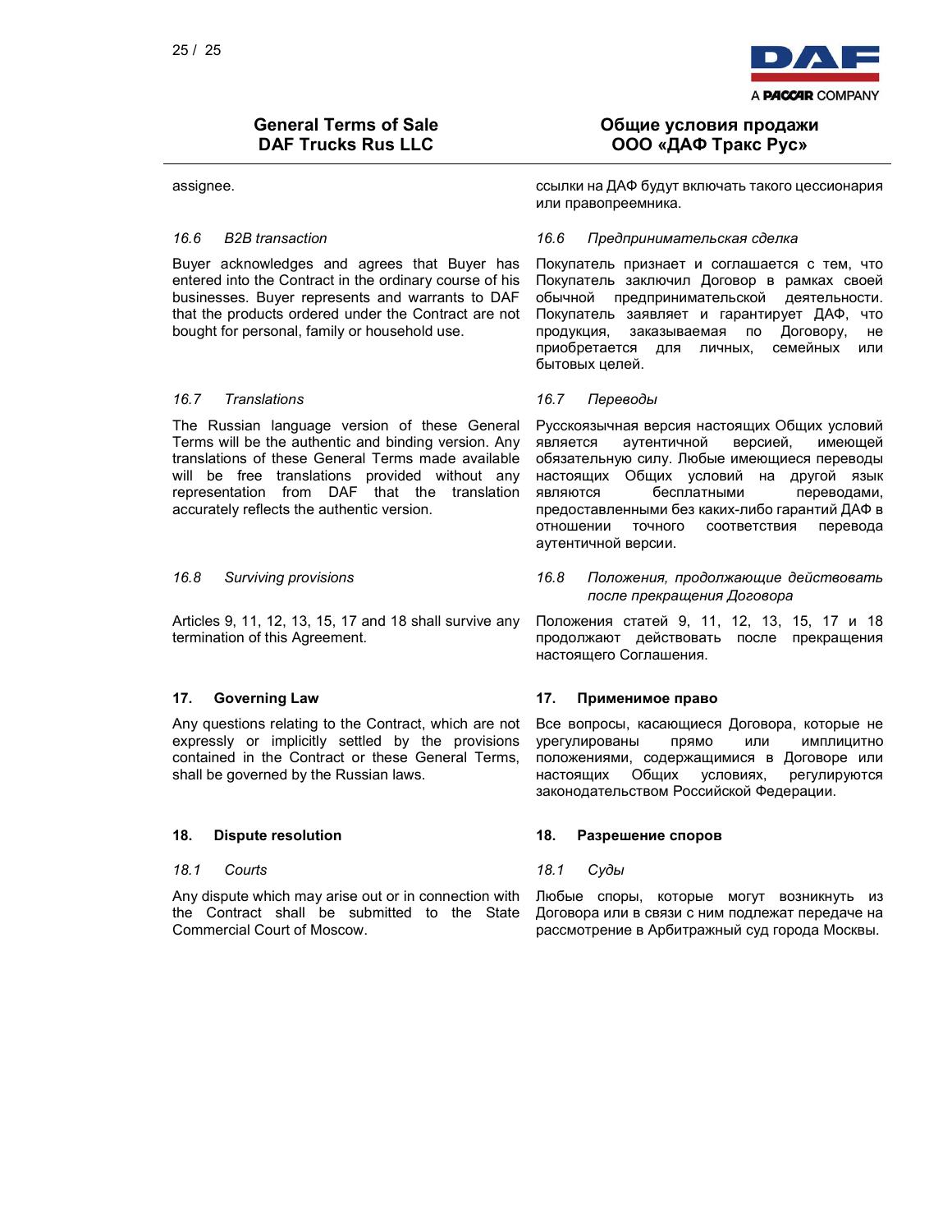assignee.

ссылки на ДАФ будут включать такого цессионария или правопреемника.

*16.6 B2B transaction*

Buyer acknowledges and agrees that Buyer has entered into the Contract in the ordinary course of his businesses. Buyer represents and warrants to DAF that the products ordered under the Contract are not bought for personal, family or household use.

*16.6 Предпринимательская сделка*

Покупатель признает и соглашается с тем, что Покупатель заключил Договор в рамках своей обычной предпринимательской деятельности. Покупатель заявляет и гарантирует ДАФ, что продукция, заказываемая по Договору, не приобретается для личных, семейных или бытовых целей.

*16.7 Translations*

The Russian language version of these General Terms will be the authentic and binding version. Any translations of these General Terms made available will be free translations provided without any representation from DAF that the translation accurately reflects the authentic version.

*16.7 Переводы*

Русскоязычная версия настоящих Общих условий является аутентичной версией, имеющей обязательную силу. Любые имеющиеся переводы настоящих Общих условий на другой язык являются бесплатными переводами, предоставленными без каких-либо гарантий ДАФ в отношении точного соответствия перевода аутентичной версии.

*16.8 Surviving provisions*

Articles 9, 11, 12, 13, 15, 17 and 18 shall survive any termination of this Agreement.

*16.8 Положения, продолжающие действовать после прекращения Договора*

Положения статей 9, 11, 12, 13, 15, 17 и 18 продолжают действовать после прекращения настоящего Соглашения.

## 17. Governing Law

Any questions relating to the Contract, which are not expressly or implicitly settled by the provisions contained in the Contract or these General Terms, shall be governed by the Russian laws.

## 17. Применимое право

Все вопросы, касающиеся Договора, которые не урегулированы прямо или имплицитно положениями, содержащимися в Договоре или настоящих Общих условиях, регулируются законодательством Российской Федерации.

## 18. Dispute resolution

*18.1 Courts*

Any dispute which may arise out or in connection with the Contract shall be submitted to the State Commercial Court of Moscow.

## 18. Разрешение споров

*18.1 Суды*

Любые споры, которые могут возникнуть из Договора или в связи с ним подлежат передаче на рассмотрение в Арбитражный суд города Москвы.